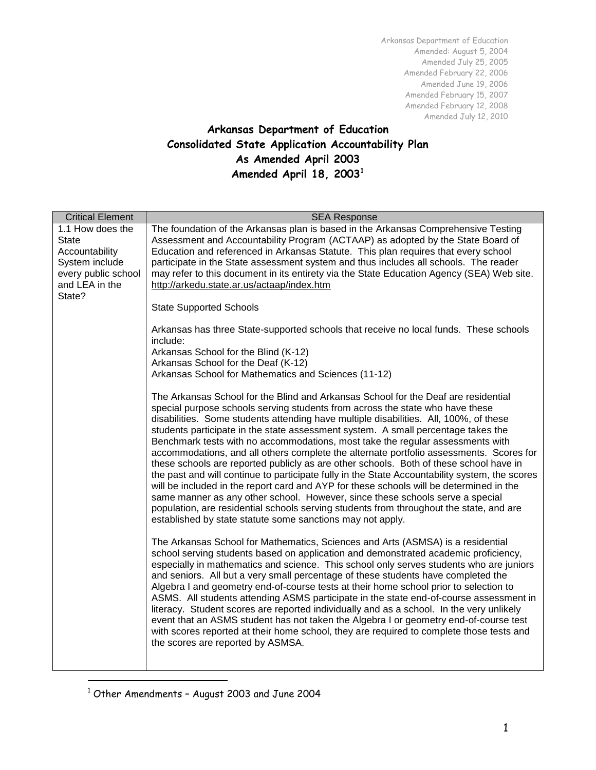Arkansas Department of Education
Amended: August 5, 2004
Amended July 25, 2005
Amended February 22, 2006
Amended June 19, 2006
Amended February 15, 2007
Amended February 12, 2008
Amended July 12, 2010

# Arkansas Department of Education
# Consolidated State Application Accountability Plan
# As Amended April 2003
# Amended April 18, 2003[1]

| Critical Element | SEA Response |
|---|---|
| 1.1 How does the State Accountability System include every public school and LEA in the State? | The foundation of the Arkansas plan is based in the Arkansas Comprehensive Testing Assessment and Accountability Program (ACTAAP) as adopted by the State Board of Education and referenced in Arkansas Statute. This plan requires that every school participate in the State assessment system and thus includes all schools. The reader may refer to this document in its entirety via the State Education Agency (SEA) Web site. http://arkedu.state.ar.us/actaap/index.htm<br><br>State Supported Schools<br><br>Arkansas has three State-supported schools that receive no local funds. These schools include:<br>Arkansas School for the Blind (K-12)<br>Arkansas School for the Deaf (K-12)<br>Arkansas School for Mathematics and Sciences (11-12)<br><br>The Arkansas School for the Blind and Arkansas School for the Deaf are residential special purpose schools serving students from across the state who have these disabilities. Some students attending have multiple disabilities. All, 100%, of these students participate in the state assessment system. A small percentage takes the Benchmark tests with no accommodations, most take the regular assessments with accommodations, and all others complete the alternate portfolio assessments. Scores for these schools are reported publicly as are other schools. Both of these school have in the past and will continue to participate fully in the State Accountability system, the scores will be included in the report card and AYP for these schools will be determined in the same manner as any other school. However, since these schools serve a special population, are residential schools serving students from throughout the state, and are established by state statute some sanctions may not apply.<br><br>The Arkansas School for Mathematics, Sciences and Arts (ASMSA) is a residential school serving students based on application and demonstrated academic proficiency, especially in mathematics and science. This school only serves students who are juniors and seniors. All but a very small percentage of these students have completed the Algebra I and geometry end-of-course tests at their home school prior to selection to ASMS. All students attending ASMS participate in the state end-of-course assessment in literacy. Student scores are reported individually and as a school. In the very unlikely event that an ASMS student has not taken the Algebra I or geometry end-of-course test with scores reported at their home school, they are required to complete those tests and the scores are reported by ASMSA. |

[1] Other Amendments – August 2003 and June 2004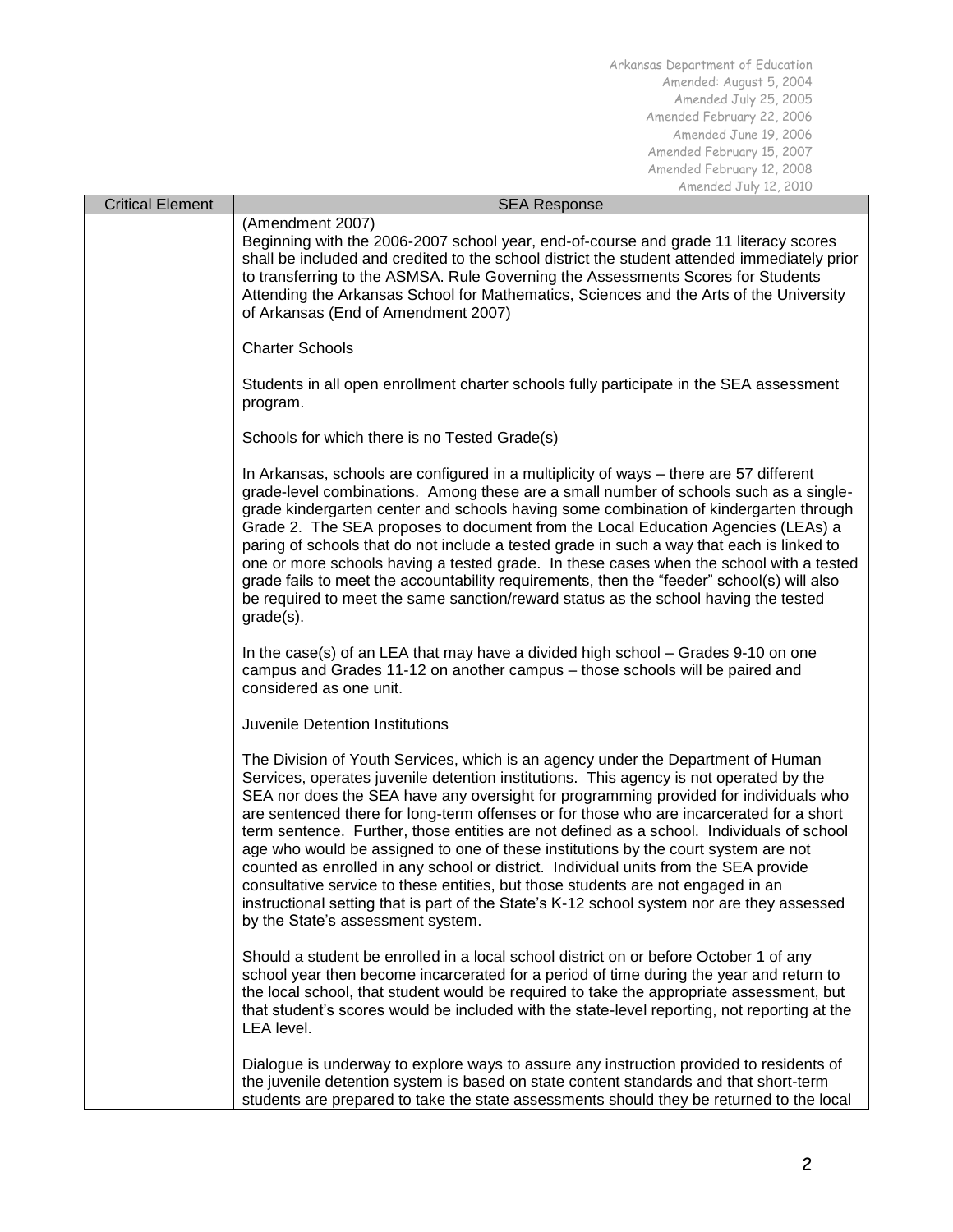| Critical Element | SEA Response |
| --- | --- |
| | (Amendment 2007)<br>Beginning with the 2006-2007 school year, end-of-course and grade 11 literacy scores shall be included and credited to the school district the student attended immediately prior to transferring to the ASMSA. Rule Governing the Assessments Scores for Students Attending the Arkansas School for Mathematics, Sciences and the Arts of the University of Arkansas (End of Amendment 2007)<br><br>Charter Schools<br><br>Students in all open enrollment charter schools fully participate in the SEA assessment program.<br><br>Schools for which there is no Tested Grade(s)<br><br>In Arkansas, schools are configured in a multiplicity of ways – there are 57 different grade-level combinations. Among these are a small number of schools such as a single-grade kindergarten center and schools having some combination of kindergarten through Grade 2. The SEA proposes to document from the Local Education Agencies (LEAs) a paring of schools that do not include a tested grade in such a way that each is linked to one or more schools having a tested grade. In these cases when the school with a tested grade fails to meet the accountability requirements, then the "feeder" school(s) will also be required to meet the same sanction/reward status as the school having the tested grade(s).<br><br>In the case(s) of an LEA that may have a divided high school – Grades 9-10 on one campus and Grades 11-12 on another campus – those schools will be paired and considered as one unit.<br><br>Juvenile Detention Institutions<br><br>The Division of Youth Services, which is an agency under the Department of Human Services, operates juvenile detention institutions. This agency is not operated by the SEA nor does the SEA have any oversight for programming provided for individuals who are sentenced there for long-term offenses or for those who are incarcerated for a short term sentence. Further, those entities are not defined as a school. Individuals of school age who would be assigned to one of these institutions by the court system are not counted as enrolled in any school or district. Individual units from the SEA provide consultative service to these entities, but those students are not engaged in an instructional setting that is part of the State's K-12 school system nor are they assessed by the State's assessment system.<br><br>Should a student be enrolled in a local school district on or before October 1 of any school year then become incarcerated for a period of time during the year and return to the local school, that student would be required to take the appropriate assessment, but that student's scores would be included with the state-level reporting, not reporting at the LEA level.<br><br>Dialogue is underway to explore ways to assure any instruction provided to residents of the juvenile detention system is based on state content standards and that short-term students are prepared to take the state assessments should they be returned to the local |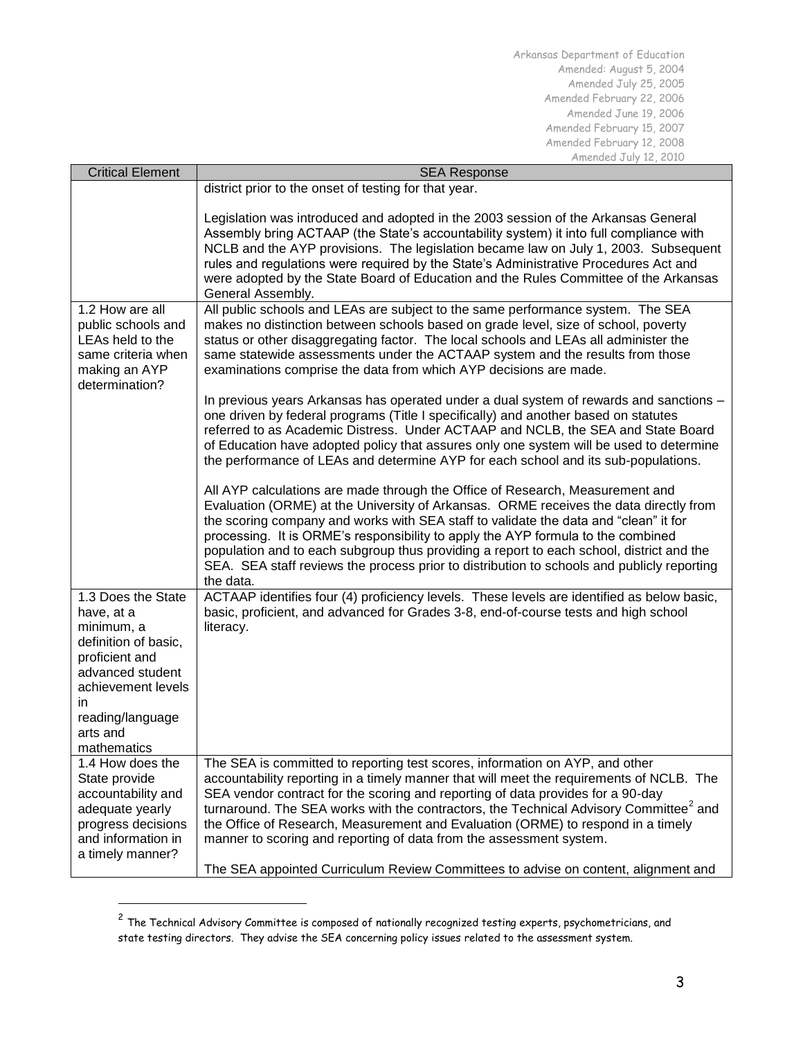| Critical Element | SEA Response |
|---|---|
| | district prior to the onset of testing for that year.<br><br>Legislation was introduced and adopted in the 2003 session of the Arkansas General Assembly bring ACTAAP (the State's accountability system) it into full compliance with NCLB and the AYP provisions. The legislation became law on July 1, 2003. Subsequent rules and regulations were required by the State's Administrative Procedures Act and were adopted by the State Board of Education and the Rules Committee of the Arkansas General Assembly. |
| 1.2 How are all public schools and LEAs held to the same criteria when making an AYP determination? | All public schools and LEAs are subject to the same performance system. The SEA makes no distinction between schools based on grade level, size of school, poverty status or other disaggregating factor. The local schools and LEAs all administer the same statewide assessments under the ACTAAP system and the results from those examinations comprise the data from which AYP decisions are made.<br><br>In previous years Arkansas has operated under a dual system of rewards and sanctions – one driven by federal programs (Title I specifically) and another based on statutes referred to as Academic Distress. Under ACTAAP and NCLB, the SEA and State Board of Education have adopted policy that assures only one system will be used to determine the performance of LEAs and determine AYP for each school and its sub-populations.<br><br>All AYP calculations are made through the Office of Research, Measurement and Evaluation (ORME) at the University of Arkansas. ORME receives the data directly from the scoring company and works with SEA staff to validate the data and "clean" it for processing. It is ORME's responsibility to apply the AYP formula to the combined population and to each subgroup thus providing a report to each school, district and the SEA. SEA staff reviews the process prior to distribution to schools and publicly reporting the data. |
| 1.3 Does the State have, at a minimum, a definition of basic, proficient and advanced student achievement levels in reading/language arts and mathematics | ACTAAP identifies four (4) proficiency levels. These levels are identified as below basic, basic, proficient, and advanced for Grades 3-8, end-of-course tests and high school literacy. |
| 1.4 How does the State provide accountability and adequate yearly progress decisions and information in a timely manner? | The SEA is committed to reporting test scores, information on AYP, and other accountability reporting in a timely manner that will meet the requirements of NCLB. The SEA vendor contract for the scoring and reporting of data provides for a 90-day turnaround. The SEA works with the contractors, the Technical Advisory Committee[2] and the Office of Research, Measurement and Evaluation (ORME) to respond in a timely manner to scoring and reporting of data from the assessment system.<br><br>The SEA appointed Curriculum Review Committees to advise on content, alignment and |

[2] The Technical Advisory Committee is composed of nationally recognized testing experts, psychometricians, and state testing directors. They advise the SEA concerning policy issues related to the assessment system.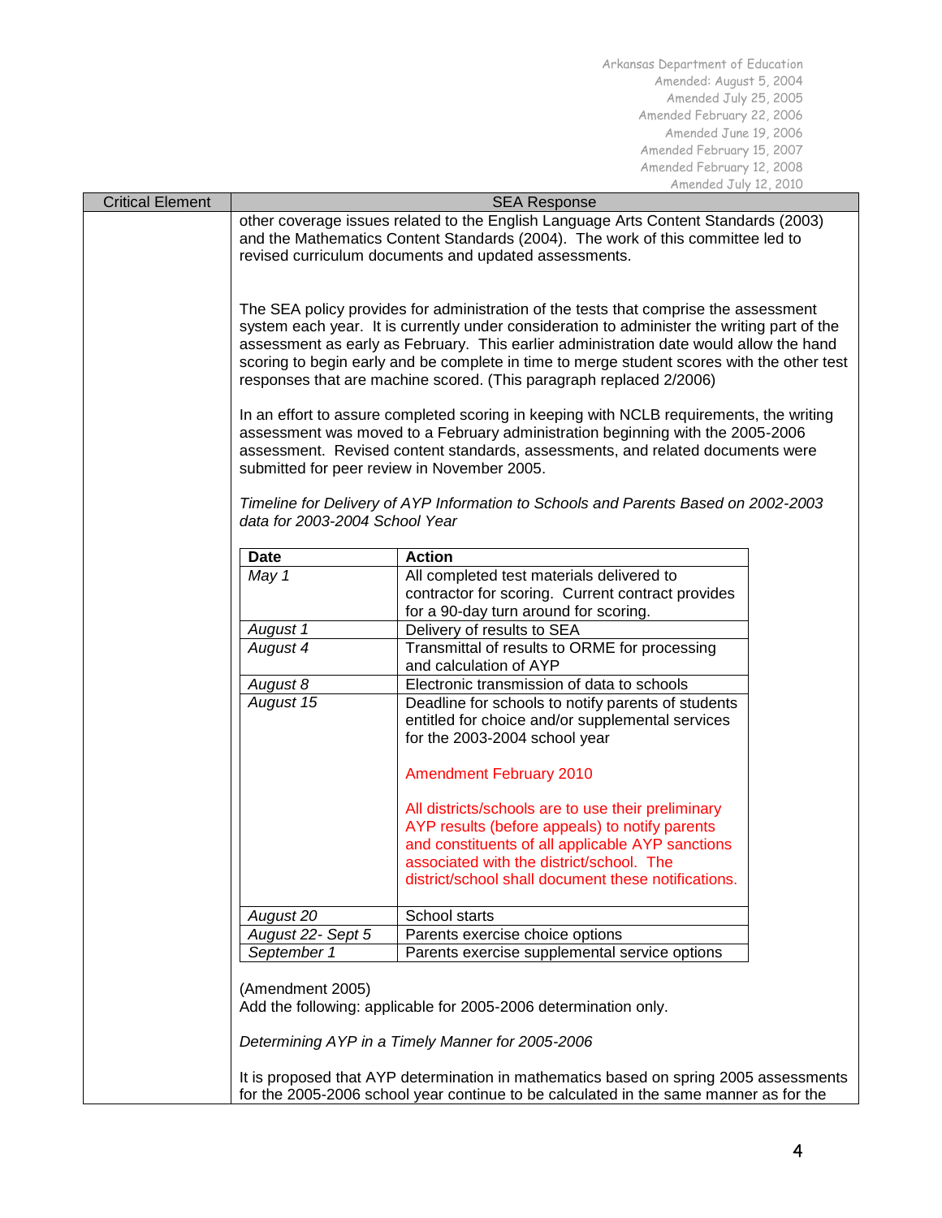| Critical Element | SEA Response |
|---|---|
| | other coverage issues related to the English Language Arts Content Standards (2003) and the Mathematics Content Standards (2004). The work of this committee led to revised curriculum documents and updated assessments. |

The SEA policy provides for administration of the tests that comprise the assessment system each year. It is currently under consideration to administer the writing part of the assessment as early as February. This earlier administration date would allow the hand scoring to begin early and be complete in time to merge student scores with the other test responses that are machine scored. (This paragraph replaced 2/2006)

In an effort to assure completed scoring in keeping with NCLB requirements, the writing assessment was moved to a February administration beginning with the 2005-2006 assessment. Revised content standards, assessments, and related documents were submitted for peer review in November 2005.

*Timeline for Delivery of AYP Information to Schools and Parents Based on 2002-2003 data for 2003-2004 School Year*

| Date | Action |
|---|---|
| *May 1* | All completed test materials delivered to contractor for scoring. Current contract provides for a 90-day turn around for scoring. |
| *August 1* | Delivery of results to SEA |
| *August 4* | Transmittal of results to ORME for processing and calculation of AYP |
| *August 8* | Electronic transmission of data to schools |
| *August 15* | Deadline for schools to notify parents of students entitled for choice and/or supplemental services for the 2003-2004 school year<br><br>Amendment February 2010<br><br>All districts/schools are to use their preliminary AYP results (before appeals) to notify parents and constituents of all applicable AYP sanctions associated with the district/school. The district/school shall document these notifications. |
| *August 20* | School starts |
| *August 22- Sept 5* | Parents exercise choice options |
| *September 1* | Parents exercise supplemental service options |

(Amendment 2005)
Add the following: applicable for 2005-2006 determination only.

*Determining AYP in a Timely Manner for 2005-2006*

It is proposed that AYP determination in mathematics based on spring 2005 assessments for the 2005-2006 school year continue to be calculated in the same manner as for the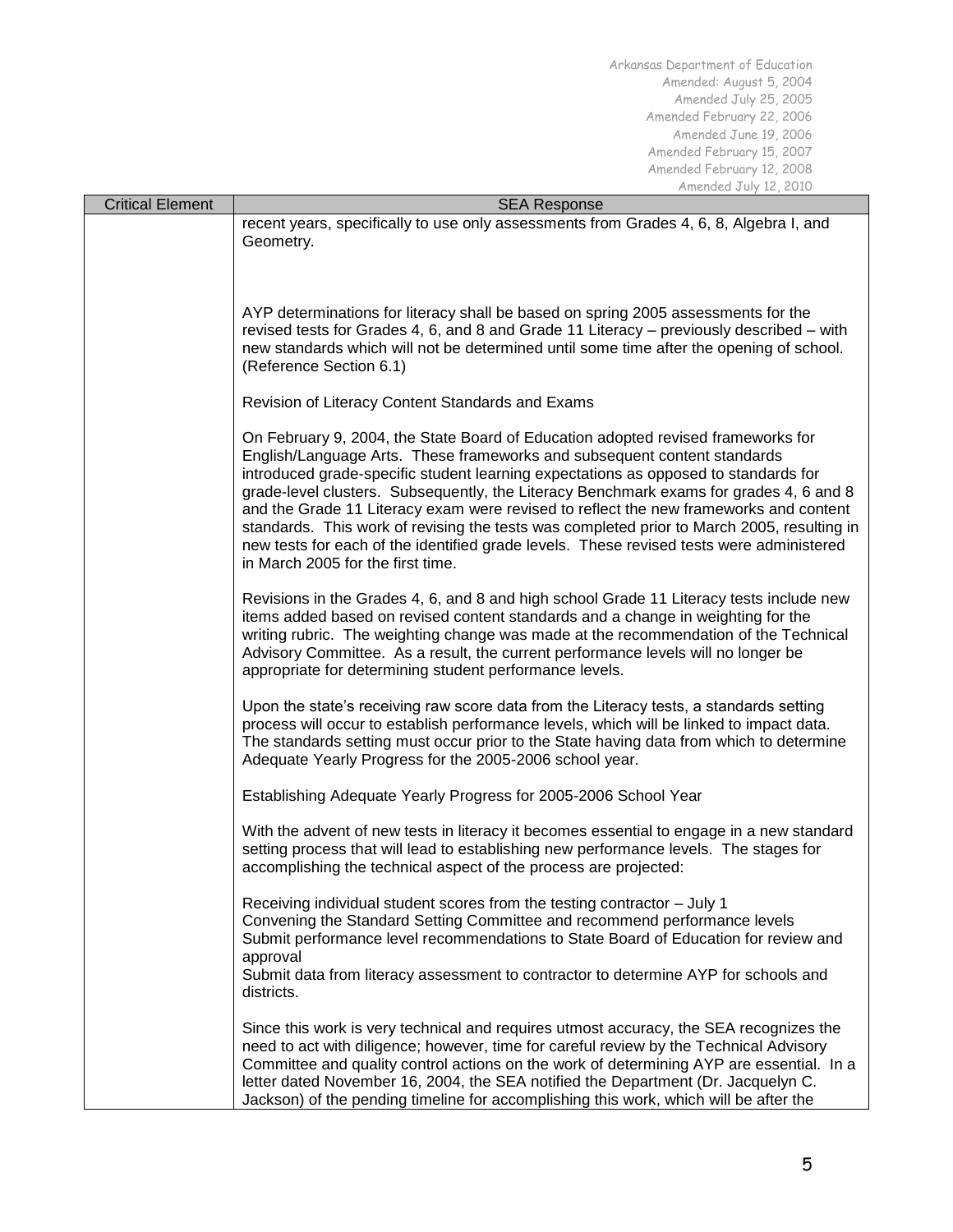| Critical Element | SEA Response |
|---|---|
| | recent years, specifically to use only assessments from Grades 4, 6, 8, Algebra I, and Geometry.<br><br>AYP determinations for literacy shall be based on spring 2005 assessments for the revised tests for Grades 4, 6, and 8 and Grade 11 Literacy – previously described – with new standards which will not be determined until some time after the opening of school. (Reference Section 6.1)<br><br>Revision of Literacy Content Standards and Exams<br><br>On February 9, 2004, the State Board of Education adopted revised frameworks for English/Language Arts. These frameworks and subsequent content standards introduced grade-specific student learning expectations as opposed to standards for grade-level clusters. Subsequently, the Literacy Benchmark exams for grades 4, 6 and 8 and the Grade 11 Literacy exam were revised to reflect the new frameworks and content standards. This work of revising the tests was completed prior to March 2005, resulting in new tests for each of the identified grade levels. These revised tests were administered in March 2005 for the first time.<br><br>Revisions in the Grades 4, 6, and 8 and high school Grade 11 Literacy tests include new items added based on revised content standards and a change in weighting for the writing rubric. The weighting change was made at the recommendation of the Technical Advisory Committee. As a result, the current performance levels will no longer be appropriate for determining student performance levels.<br><br>Upon the state's receiving raw score data from the Literacy tests, a standards setting process will occur to establish performance levels, which will be linked to impact data. The standards setting must occur prior to the State having data from which to determine Adequate Yearly Progress for the 2005-2006 school year.<br><br>Establishing Adequate Yearly Progress for 2005-2006 School Year<br><br>With the advent of new tests in literacy it becomes essential to engage in a new standard setting process that will lead to establishing new performance levels. The stages for accomplishing the technical aspect of the process are projected:<br><br>Receiving individual student scores from the testing contractor – July 1<br>Convening the Standard Setting Committee and recommend performance levels<br>Submit performance level recommendations to State Board of Education for review and approval<br>Submit data from literacy assessment to contractor to determine AYP for schools and districts.<br><br>Since this work is very technical and requires utmost accuracy, the SEA recognizes the need to act with diligence; however, time for careful review by the Technical Advisory Committee and quality control actions on the work of determining AYP are essential. In a letter dated November 16, 2004, the SEA notified the Department (Dr. Jacquelyn C. Jackson) of the pending timeline for accomplishing this work, which will be after the |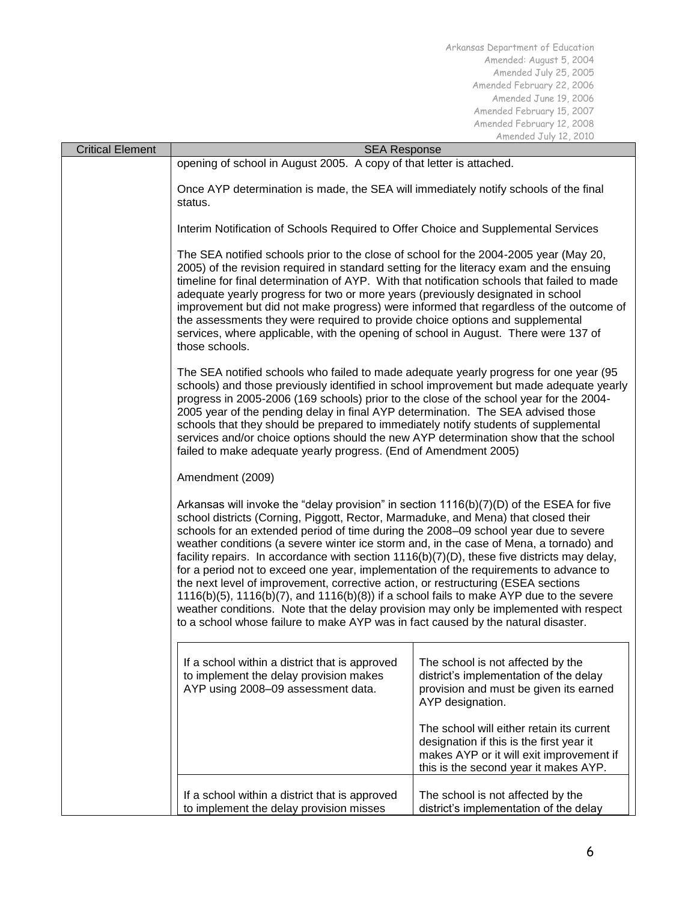| Critical Element | SEA Response |
|---|---|
| | opening of school in August 2005. A copy of that letter is attached.<br><br>Once AYP determination is made, the SEA will immediately notify schools of the final status.<br><br>Interim Notification of Schools Required to Offer Choice and Supplemental Services<br><br>The SEA notified schools prior to the close of school for the 2004-2005 year (May 20, 2005) of the revision required in standard setting for the literacy exam and the ensuing timeline for final determination of AYP. With that notification schools that failed to made adequate yearly progress for two or more years (previously designated in school improvement but did not make progress) were informed that regardless of the outcome of the assessments they were required to provide choice options and supplemental services, where applicable, with the opening of school in August. There were 137 of those schools.<br><br>The SEA notified schools who failed to made adequate yearly progress for one year (95 schools) and those previously identified in school improvement but made adequate yearly progress in 2005-2006 (169 schools) prior to the close of the school year for the 2004-2005 year of the pending delay in final AYP determination. The SEA advised those schools that they should be prepared to immediately notify students of supplemental services and/or choice options should the new AYP determination show that the school failed to make adequate yearly progress. (End of Amendment 2005)<br><br>Amendment (2009)<br><br>Arkansas will invoke the "delay provision" in section 1116(b)(7)(D) of the ESEA for five school districts (Corning, Piggott, Rector, Marmaduke, and Mena) that closed their schools for an extended period of time during the 2008–09 school year due to severe weather conditions (a severe winter ice storm and, in the case of Mena, a tornado) and facility repairs. In accordance with section 1116(b)(7)(D), these five districts may delay, for a period not to exceed one year, implementation of the requirements to advance to the next level of improvement, corrective action, or restructuring (ESEA sections 1116(b)(5), 1116(b)(7), and 1116(b)(8)) if a school fails to make AYP due to the severe weather conditions. Note that the delay provision may only be implemented with respect to a school whose failure to make AYP was in fact caused by the natural disaster. |

| | |
|---|---|
| If a school within a district that is approved to implement the delay provision makes AYP using 2008–09 assessment data. | The school is not affected by the district's implementation of the delay provision and must be given its earned AYP designation.<br><br>The school will either retain its current designation if this is the first year it makes AYP or it will exit improvement if this is the second year it makes AYP. |
| If a school within a district that is approved to implement the delay provision misses | The school is not affected by the district's implementation of the delay |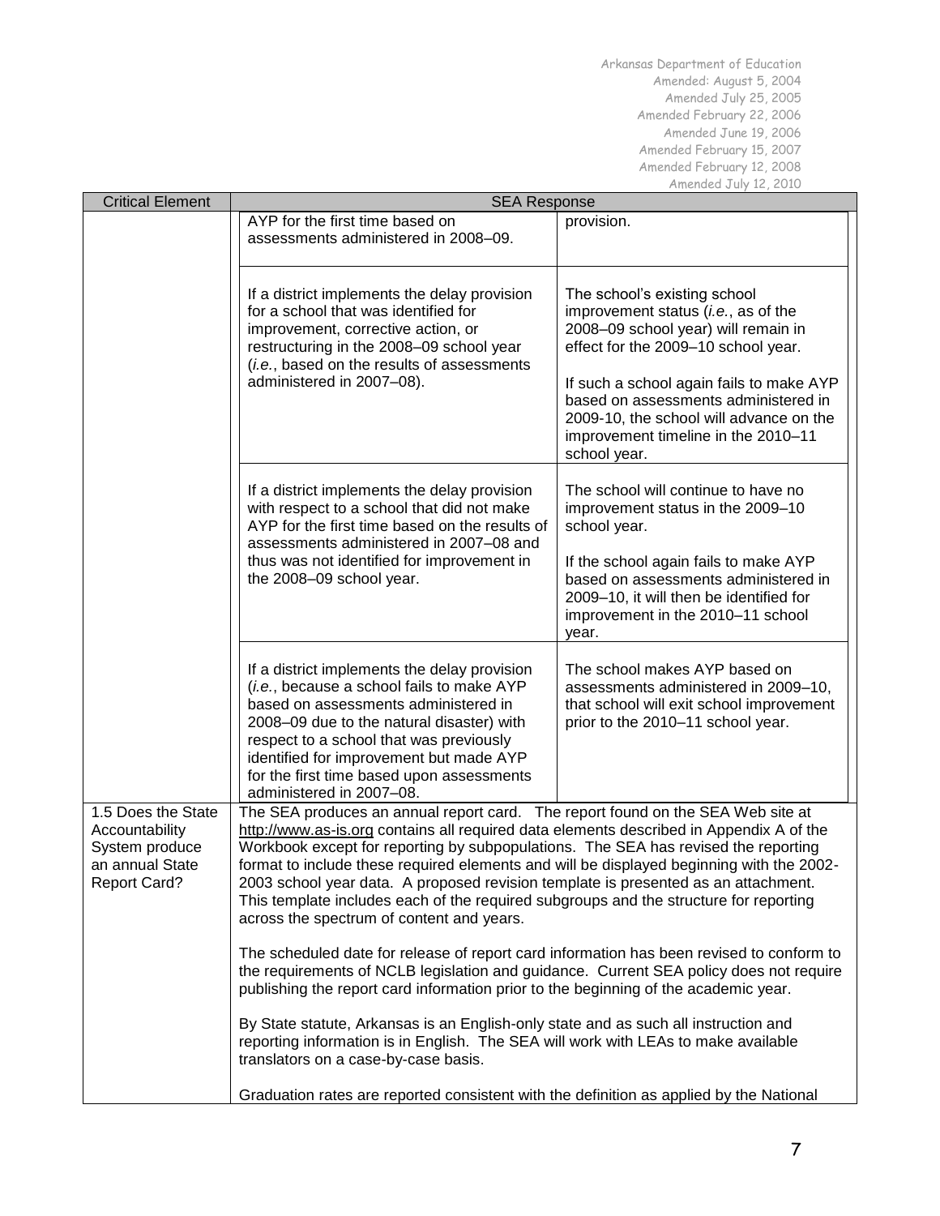Arkansas Department of Education
Amended: August 5, 2004
Amended July 25, 2005
Amended February 22, 2006
Amended June 19, 2006
Amended February 15, 2007
Amended February 12, 2008
Amended July 12, 2010

| Critical Element | SEA Response |
|---|---|
| | AYP for the first time based on assessments administered in 2008–09. — provision. |
| | If a district implements the delay provision for a school that was identified for improvement, corrective action, or restructuring in the 2008–09 school year (*i.e.*, based on the results of assessments administered in 2007–08). — The school's existing school improvement status (*i.e.*, as of the 2008–09 school year) will remain in effect for the 2009–10 school year. If such a school again fails to make AYP based on assessments administered in 2009-10, the school will advance on the improvement timeline in the 2010–11 school year. |
| | If a district implements the delay provision with respect to a school that did not make AYP for the first time based on the results of assessments administered in 2007–08 and thus was not identified for improvement in the 2008–09 school year. — The school will continue to have no improvement status in the 2009–10 school year. If the school again fails to make AYP based on assessments administered in 2009–10, it will then be identified for improvement in the 2010–11 school year. |
| | If a district implements the delay provision (*i.e.*, because a school fails to make AYP based on assessments administered in 2008–09 due to the natural disaster) with respect to a school that was previously identified for improvement but made AYP for the first time based upon assessments administered in 2007–08. — The school makes AYP based on assessments administered in 2009–10, that school will exit school improvement prior to the 2010–11 school year. |
| 1.5 Does the State Accountability System produce an annual State Report Card? | The SEA produces an annual report card. The report found on the SEA Web site at http://www.as-is.org contains all required data elements described in Appendix A of the Workbook except for reporting by subpopulations. The SEA has revised the reporting format to include these required elements and will be displayed beginning with the 2002-2003 school year data. A proposed revision template is presented as an attachment. This template includes each of the required subgroups and the structure for reporting across the spectrum of content and years.<br><br>The scheduled date for release of report card information has been revised to conform to the requirements of NCLB legislation and guidance. Current SEA policy does not require publishing the report card information prior to the beginning of the academic year.<br><br>By State statute, Arkansas is an English-only state and as such all instruction and reporting information is in English. The SEA will work with LEAs to make available translators on a case-by-case basis.<br><br>Graduation rates are reported consistent with the definition as applied by the National |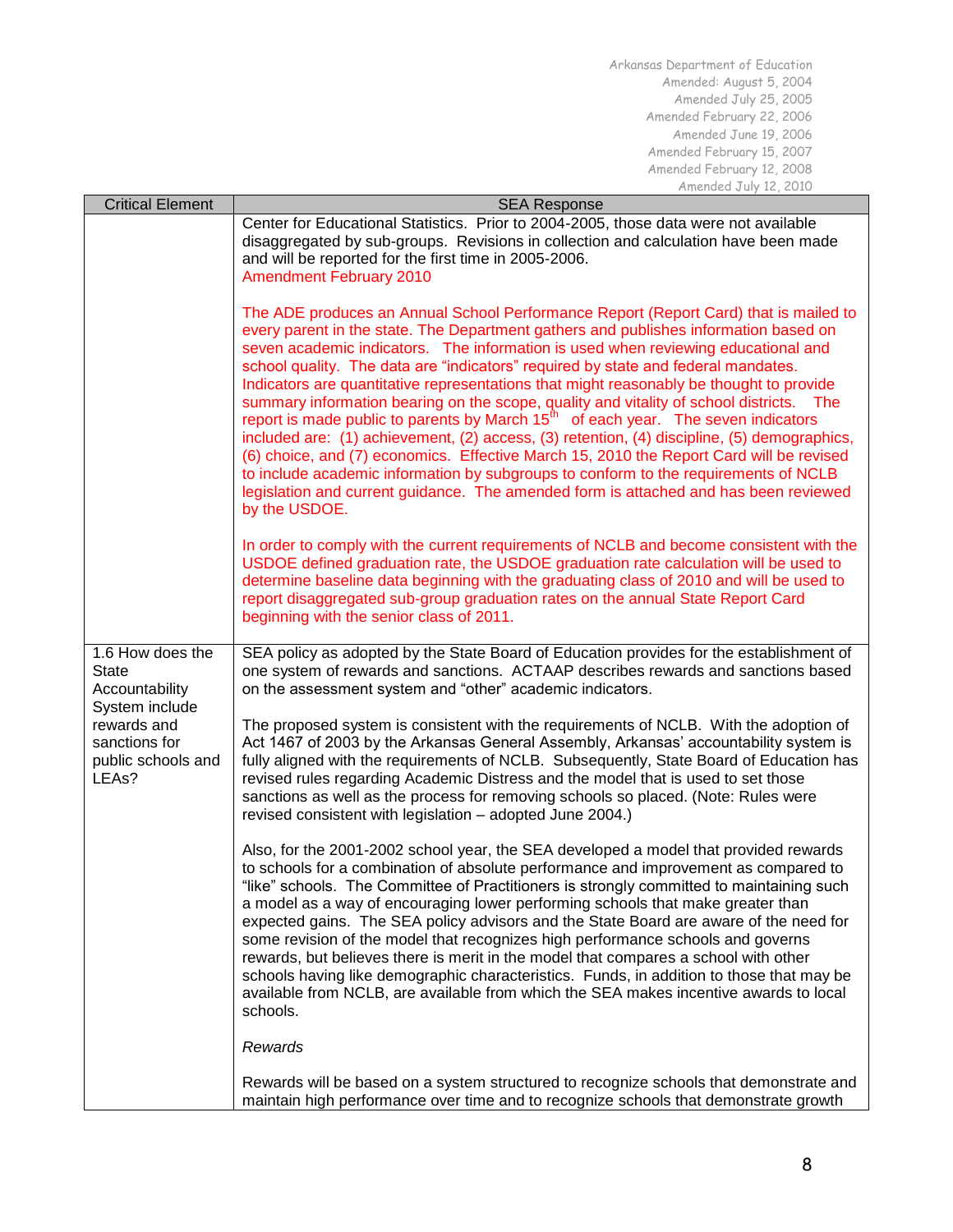| Critical Element | SEA Response |
|---|---|
| | Center for Educational Statistics. Prior to 2004-2005, those data were not available disaggregated by sub-groups. Revisions in collection and calculation have been made and will be reported for the first time in 2005-2006.<br>Amendment February 2010<br><br>The ADE produces an Annual School Performance Report (Report Card) that is mailed to every parent in the state. The Department gathers and publishes information based on seven academic indicators. The information is used when reviewing educational and school quality. The data are "indicators" required by state and federal mandates. Indicators are quantitative representations that might reasonably be thought to provide summary information bearing on the scope, quality and vitality of school districts. The report is made public to parents by March 15th of each year. The seven indicators included are: (1) achievement, (2) access, (3) retention, (4) discipline, (5) demographics, (6) choice, and (7) economics. Effective March 15, 2010 the Report Card will be revised to include academic information by subgroups to conform to the requirements of NCLB legislation and current guidance. The amended form is attached and has been reviewed by the USDOE.<br><br>In order to comply with the current requirements of NCLB and become consistent with the USDOE defined graduation rate, the USDOE graduation rate calculation will be used to determine baseline data beginning with the graduating class of 2010 and will be used to report disaggregated sub-group graduation rates on the annual State Report Card beginning with the senior class of 2011. |
| 1.6 How does the State Accountability System include rewards and sanctions for public schools and LEAs? | SEA policy as adopted by the State Board of Education provides for the establishment of one system of rewards and sanctions. ACTAAP describes rewards and sanctions based on the assessment system and "other" academic indicators.<br><br>The proposed system is consistent with the requirements of NCLB. With the adoption of Act 1467 of 2003 by the Arkansas General Assembly, Arkansas' accountability system is fully aligned with the requirements of NCLB. Subsequently, State Board of Education has revised rules regarding Academic Distress and the model that is used to set those sanctions as well as the process for removing schools so placed. (Note: Rules were revised consistent with legislation – adopted June 2004.)<br><br>Also, for the 2001-2002 school year, the SEA developed a model that provided rewards to schools for a combination of absolute performance and improvement as compared to "like" schools. The Committee of Practitioners is strongly committed to maintaining such a model as a way of encouraging lower performing schools that make greater than expected gains. The SEA policy advisors and the State Board are aware of the need for some revision of the model that recognizes high performance schools and governs rewards, but believes there is merit in the model that compares a school with other schools having like demographic characteristics. Funds, in addition to those that may be available from NCLB, are available from which the SEA makes incentive awards to local schools.<br><br>*Rewards*<br><br>Rewards will be based on a system structured to recognize schools that demonstrate and maintain high performance over time and to recognize schools that demonstrate growth |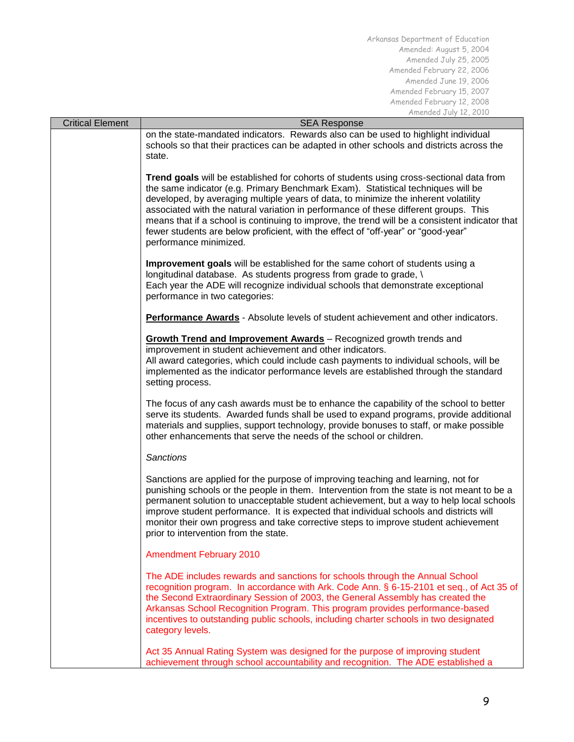| Critical Element | SEA Response |
|---|---|
| | on the state-mandated indicators. Rewards also can be used to highlight individual schools so that their practices can be adapted in other schools and districts across the state.<br><br>**Trend goals** will be established for cohorts of students using cross-sectional data from the same indicator (e.g. Primary Benchmark Exam). Statistical techniques will be developed, by averaging multiple years of data, to minimize the inherent volatility associated with the natural variation in performance of these different groups. This means that if a school is continuing to improve, the trend will be a consistent indicator that fewer students are below proficient, with the effect of "off-year" or "good-year" performance minimized.<br><br>**Improvement goals** will be established for the same cohort of students using a longitudinal database. As students progress from grade to grade, \ <br>Each year the ADE will recognize individual schools that demonstrate exceptional performance in two categories:<br><br>**<u>Performance Awards</u>** - Absolute levels of student achievement and other indicators.<br><br>**<u>Growth Trend and Improvement Awards</u>** – Recognized growth trends and improvement in student achievement and other indicators.<br>All award categories, which could include cash payments to individual schools, will be implemented as the indicator performance levels are established through the standard setting process.<br><br>The focus of any cash awards must be to enhance the capability of the school to better serve its students. Awarded funds shall be used to expand programs, provide additional materials and supplies, support technology, provide bonuses to staff, or make possible other enhancements that serve the needs of the school or children.<br><br>*Sanctions*<br><br>Sanctions are applied for the purpose of improving teaching and learning, not for punishing schools or the people in them. Intervention from the state is not meant to be a permanent solution to unacceptable student achievement, but a way to help local schools improve student performance. It is expected that individual schools and districts will monitor their own progress and take corrective steps to improve student achievement prior to intervention from the state.<br><br>Amendment February 2010<br><br>The ADE includes rewards and sanctions for schools through the Annual School recognition program. In accordance with Ark. Code Ann. § 6-15-2101 et seq., of Act 35 of the Second Extraordinary Session of 2003, the General Assembly has created the Arkansas School Recognition Program. This program provides performance-based incentives to outstanding public schools, including charter schools in two designated category levels.<br><br>Act 35 Annual Rating System was designed for the purpose of improving student achievement through school accountability and recognition. The ADE established a |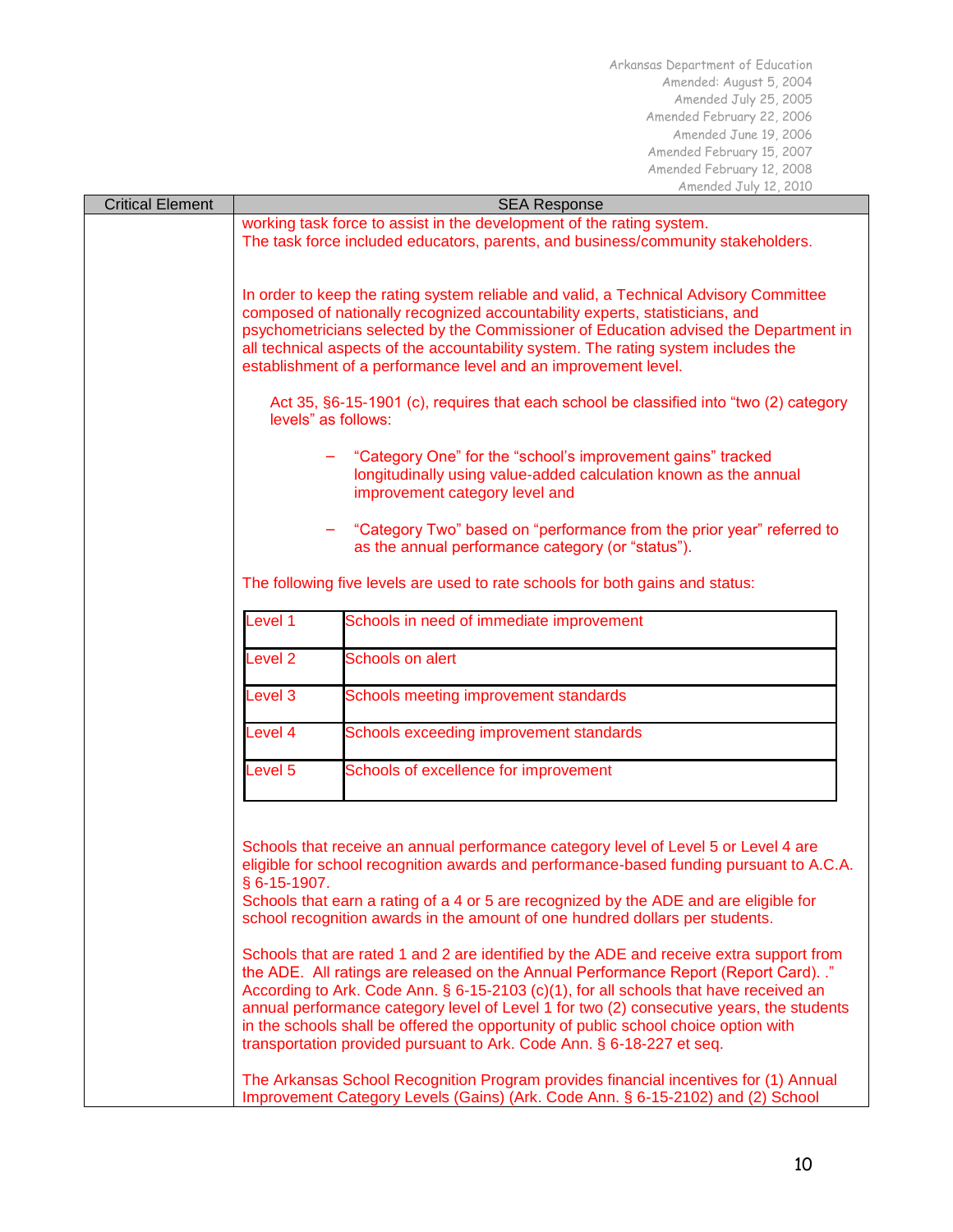| Critical Element | SEA Response |
|---|---|
| | working task force to assist in the development of the rating system. The task force included educators, parents, and business/community stakeholders.<br><br>In order to keep the rating system reliable and valid, a Technical Advisory Committee composed of nationally recognized accountability experts, statisticians, and psychometricians selected by the Commissioner of Education advised the Department in all technical aspects of the accountability system. The rating system includes the establishment of a performance level and an improvement level.<br><br>Act 35, §6-15-1901 (c), requires that each school be classified into "two (2) category levels" as follows:<br><br>– "Category One" for the "school's improvement gains" tracked longitudinally using value-added calculation known as the annual improvement category level and<br><br>– "Category Two" based on "performance from the prior year" referred to as the annual performance category (or "status").<br><br>The following five levels are used to rate schools for both gains and status:<br><br>Level 1 — Schools in need of immediate improvement<br>Level 2 — Schools on alert<br>Level 3 — Schools meeting improvement standards<br>Level 4 — Schools exceeding improvement standards<br>Level 5 — Schools of excellence for improvement<br><br>Schools that receive an annual performance category level of Level 5 or Level 4 are eligible for school recognition awards and performance-based funding pursuant to A.C.A. § 6-15-1907.<br>Schools that earn a rating of a 4 or 5 are recognized by the ADE and are eligible for school recognition awards in the amount of one hundred dollars per students.<br><br>Schools that are rated 1 and 2 are identified by the ADE and receive extra support from the ADE. All ratings are released on the Annual Performance Report (Report Card). ." According to Ark. Code Ann. § 6-15-2103 (c)(1), for all schools that have received an annual performance category level of Level 1 for two (2) consecutive years, the students in the schools shall be offered the opportunity of public school choice option with transportation provided pursuant to Ark. Code Ann. § 6-18-227 et seq.<br><br>The Arkansas School Recognition Program provides financial incentives for (1) Annual Improvement Category Levels (Gains) (Ark. Code Ann. § 6-15-2102) and (2) School |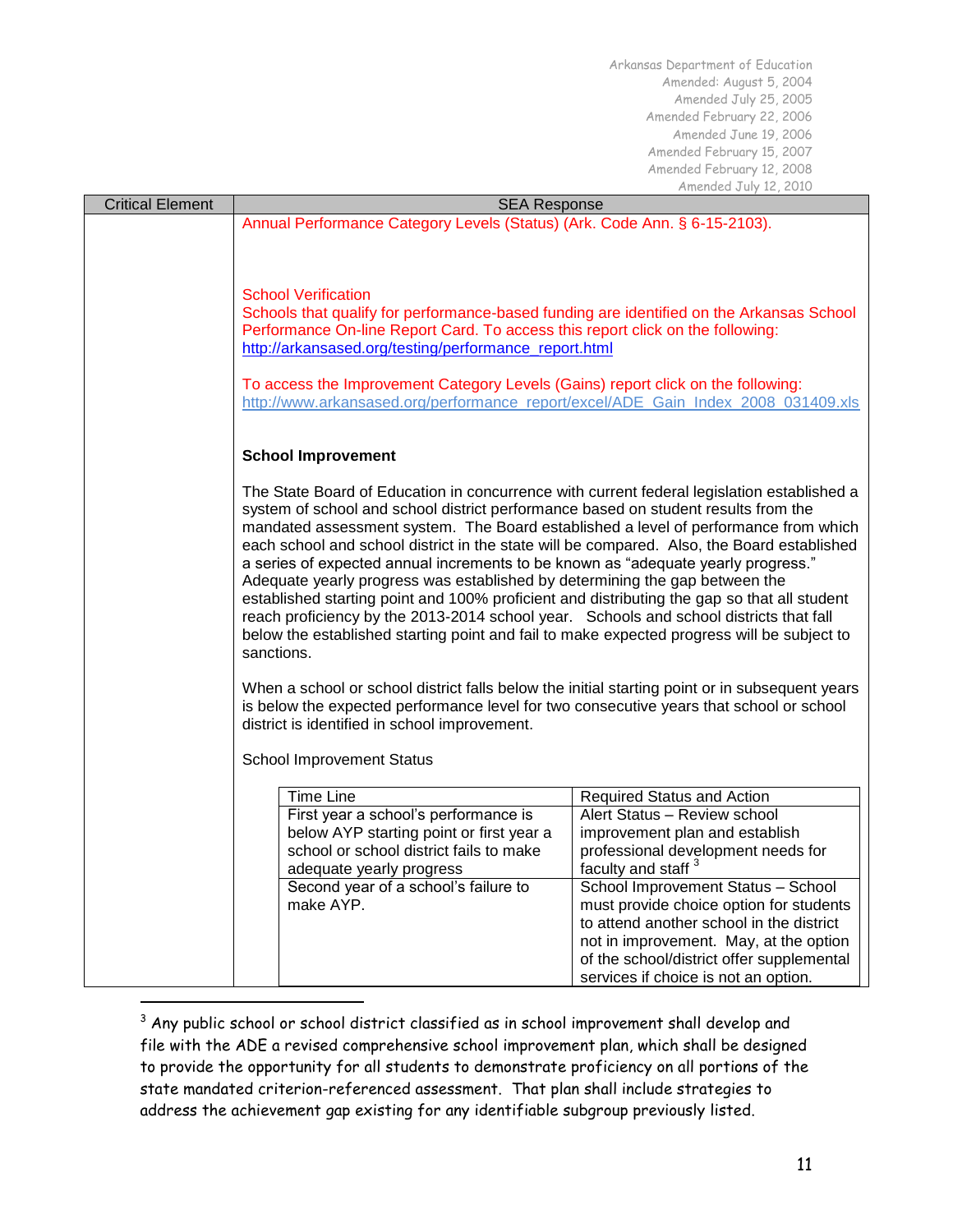Arkansas Department of Education
Amended: August 5, 2004
Amended July 25, 2005
Amended February 22, 2006
Amended June 19, 2006
Amended February 15, 2007
Amended February 12, 2008
Amended July 12, 2010

| Critical Element | SEA Response |
|---|---|
| | Annual Performance Category Levels (Status) (Ark. Code Ann. § 6-15-2103). |

School Verification

Schools that qualify for performance-based funding are identified on the Arkansas School Performance On-line Report Card. To access this report click on the following: http://arkansased.org/testing/performance_report.html

To access the Improvement Category Levels (Gains) report click on the following: http://www.arkansased.org/performance_report/excel/ADE_Gain_Index_2008_031409.xls

**School Improvement**

The State Board of Education in concurrence with current federal legislation established a system of school and school district performance based on student results from the mandated assessment system. The Board established a level of performance from which each school and school district in the state will be compared. Also, the Board established a series of expected annual increments to be known as "adequate yearly progress." Adequate yearly progress was established by determining the gap between the established starting point and 100% proficient and distributing the gap so that all student reach proficiency by the 2013-2014 school year. Schools and school districts that fall below the established starting point and fail to make expected progress will be subject to sanctions.

When a school or school district falls below the initial starting point or in subsequent years is below the expected performance level for two consecutive years that school or school district is identified in school improvement.

School Improvement Status

| Time Line | Required Status and Action |
|---|---|
| First year a school's performance is below AYP starting point or first year a school or school district fails to make adequate yearly progress | Alert Status – Review school improvement plan and establish professional development needs for faculty and staff [3] |
| Second year of a school's failure to make AYP. | School Improvement Status – School must provide choice option for students to attend another school in the district not in improvement. May, at the option of the school/district offer supplemental services if choice is not an option. |

[3] Any public school or school district classified as in school improvement shall develop and file with the ADE a revised comprehensive school improvement plan, which shall be designed to provide the opportunity for all students to demonstrate proficiency on all portions of the state mandated criterion-referenced assessment. That plan shall include strategies to address the achievement gap existing for any identifiable subgroup previously listed.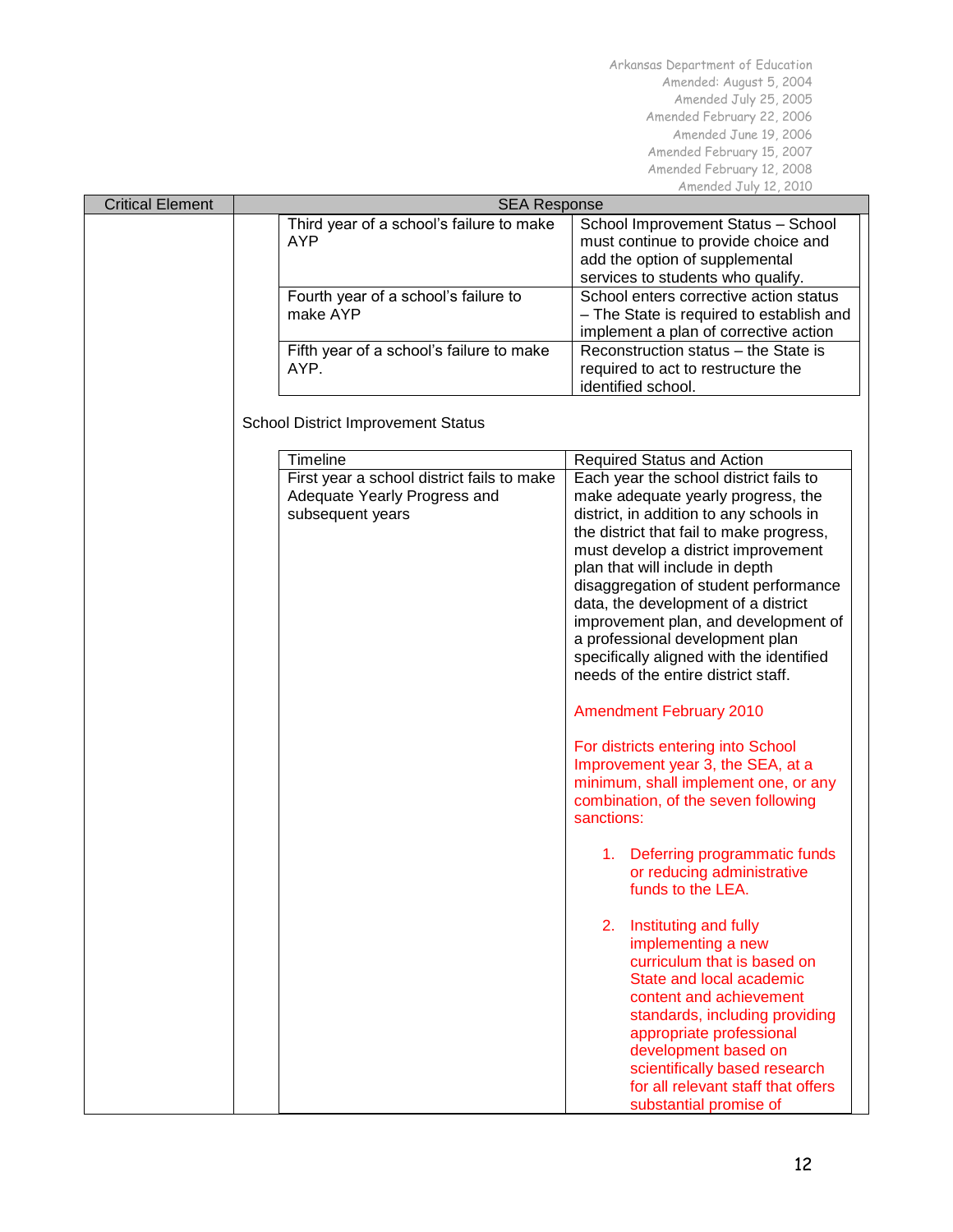Arkansas Department of Education
Amended: August 5, 2004
Amended July 25, 2005
Amended February 22, 2006
Amended June 19, 2006
Amended February 15, 2007
Amended February 12, 2008
Amended July 12, 2010

| Critical Element | SEA Response |
|---|---|
| | |

| | |
|---|---|
| Third year of a school's failure to make AYP | School Improvement Status – School must continue to provide choice and add the option of supplemental services to students who qualify. |
| Fourth year of a school's failure to make AYP | School enters corrective action status – The State is required to establish and implement a plan of corrective action |
| Fifth year of a school's failure to make AYP. | Reconstruction status – the State is required to act to restructure the identified school. |

School District Improvement Status

| Timeline | Required Status and Action |
|---|---|
| First year a school district fails to make Adequate Yearly Progress and subsequent years | Each year the school district fails to make adequate yearly progress, the district, in addition to any schools in the district that fail to make progress, must develop a district improvement plan that will include in depth disaggregation of student performance data, the development of a district improvement plan, and development of a professional development plan specifically aligned with the identified needs of the entire district staff.<br><br>Amendment February 2010<br><br>For districts entering into School Improvement year 3, the SEA, at a minimum, shall implement one, or any combination, of the seven following sanctions:<br><br>1. Deferring programmatic funds or reducing administrative funds to the LEA.<br><br>2. Instituting and fully implementing a new curriculum that is based on State and local academic content and achievement standards, including providing appropriate professional development based on scientifically based research for all relevant staff that offers substantial promise of |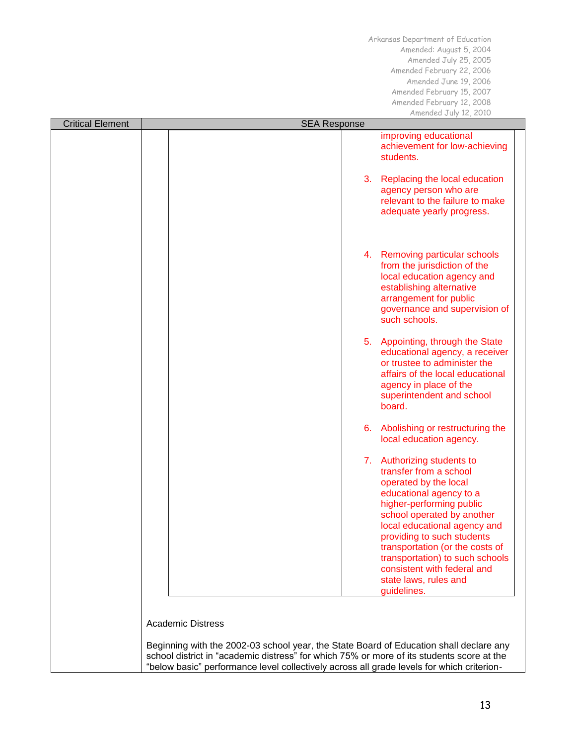| Critical Element | SEA Response |
|---|---|
| | improving educational achievement for low-achieving students.<br><br>3. Replacing the local education agency person who are relevant to the failure to make adequate yearly progress.<br><br>4. Removing particular schools from the jurisdiction of the local education agency and establishing alternative arrangement for public governance and supervision of such schools.<br><br>5. Appointing, through the State educational agency, a receiver or trustee to administer the affairs of the local educational agency in place of the superintendent and school board.<br><br>6. Abolishing or restructuring the local education agency.<br><br>7. Authorizing students to transfer from a school operated by the local educational agency to a higher-performing public school operated by another local educational agency and providing to such students transportation (or the costs of transportation) to such schools consistent with federal and state laws, rules and guidelines.<br><br>Academic Distress<br><br>Beginning with the 2002-03 school year, the State Board of Education shall declare any school district in "academic distress" for which 75% or more of its students score at the "below basic" performance level collectively across all grade levels for which criterion- |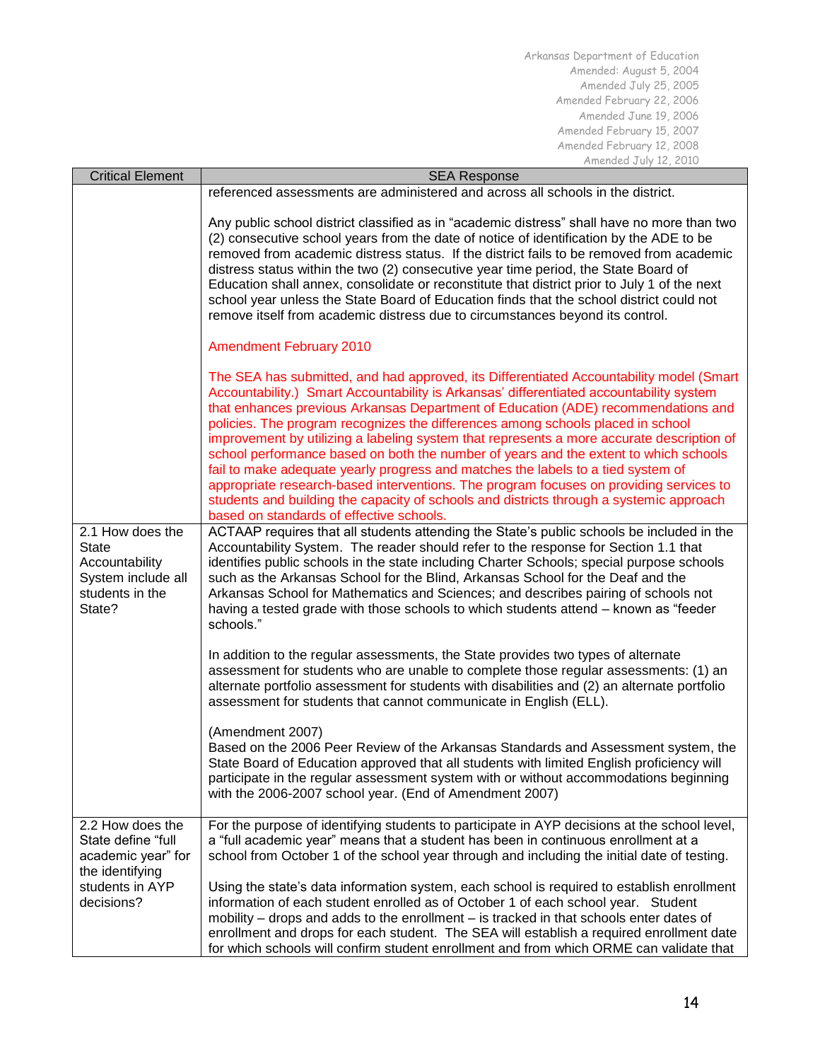| Critical Element | SEA Response |
| --- | --- |
| | referenced assessments are administered and across all schools in the district.<br><br>Any public school district classified as in "academic distress" shall have no more than two (2) consecutive school years from the date of notice of identification by the ADE to be removed from academic distress status. If the district fails to be removed from academic distress status within the two (2) consecutive year time period, the State Board of Education shall annex, consolidate or reconstitute that district prior to July 1 of the next school year unless the State Board of Education finds that the school district could not remove itself from academic distress due to circumstances beyond its control.<br><br>Amendment February 2010<br><br>The SEA has submitted, and had approved, its Differentiated Accountability model (Smart Accountability.) Smart Accountability is Arkansas' differentiated accountability system that enhances previous Arkansas Department of Education (ADE) recommendations and policies. The program recognizes the differences among schools placed in school improvement by utilizing a labeling system that represents a more accurate description of school performance based on both the number of years and the extent to which schools fail to make adequate yearly progress and matches the labels to a tied system of appropriate research-based interventions. The program focuses on providing services to students and building the capacity of schools and districts through a systemic approach based on standards of effective schools. |
| 2.1 How does the State Accountability System include all students in the State? | ACTAAP requires that all students attending the State's public schools be included in the Accountability System. The reader should refer to the response for Section 1.1 that identifies public schools in the state including Charter Schools; special purpose schools such as the Arkansas School for the Blind, Arkansas School for the Deaf and the Arkansas School for Mathematics and Sciences; and describes pairing of schools not having a tested grade with those schools to which students attend – known as "feeder schools."<br><br>In addition to the regular assessments, the State provides two types of alternate assessment for students who are unable to complete those regular assessments: (1) an alternate portfolio assessment for students with disabilities and (2) an alternate portfolio assessment for students that cannot communicate in English (ELL).<br><br>(Amendment 2007)<br>Based on the 2006 Peer Review of the Arkansas Standards and Assessment system, the State Board of Education approved that all students with limited English proficiency will participate in the regular assessment system with or without accommodations beginning with the 2006-2007 school year. (End of Amendment 2007) |
| 2.2 How does the State define "full academic year" for the identifying students in AYP decisions? | For the purpose of identifying students to participate in AYP decisions at the school level, a "full academic year" means that a student has been in continuous enrollment at a school from October 1 of the school year through and including the initial date of testing.<br><br>Using the state's data information system, each school is required to establish enrollment information of each student enrolled as of October 1 of each school year. Student mobility – drops and adds to the enrollment – is tracked in that schools enter dates of enrollment and drops for each student. The SEA will establish a required enrollment date for which schools will confirm student enrollment and from which ORME can validate that |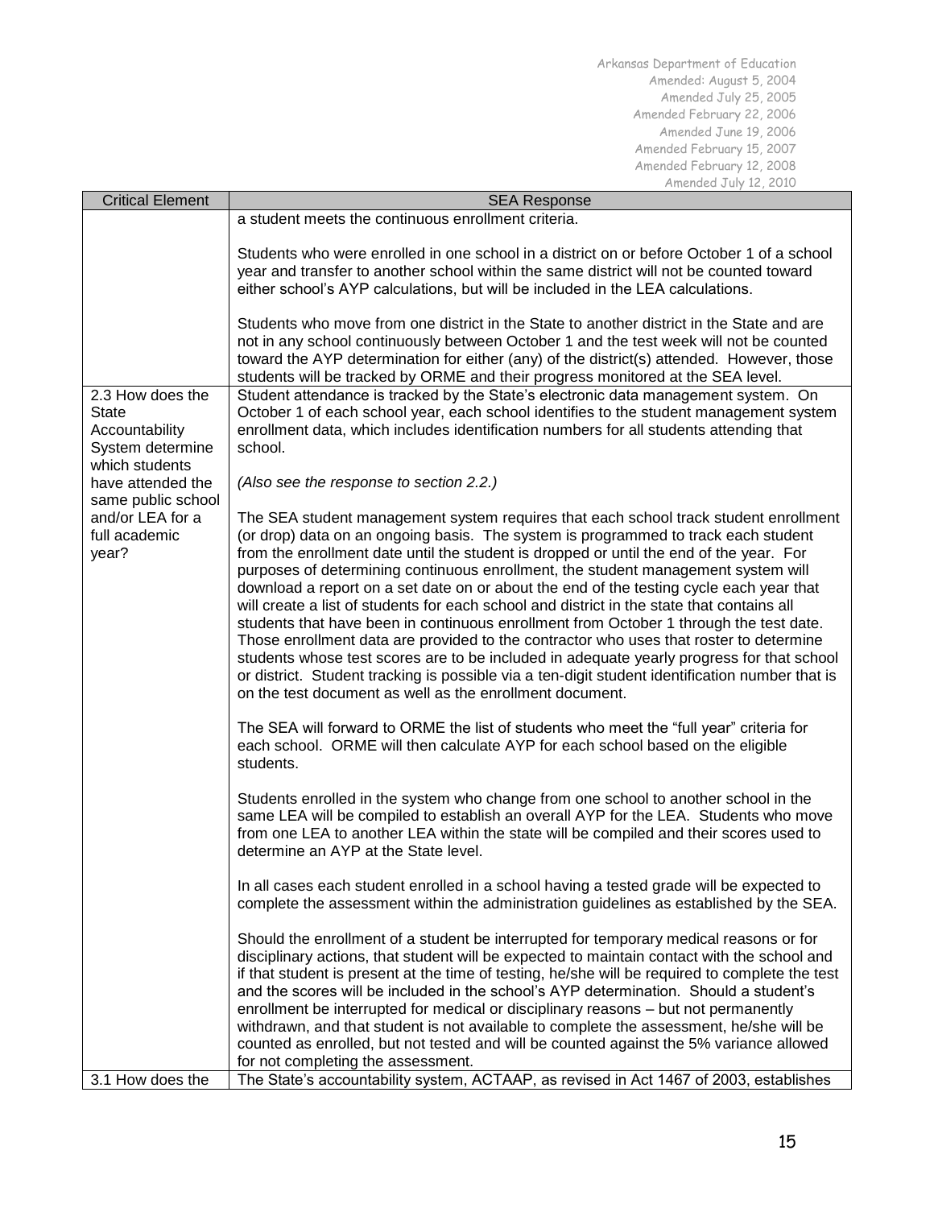| Critical Element | SEA Response |
|---|---|
| | a student meets the continuous enrollment criteria.<br><br>Students who were enrolled in one school in a district on or before October 1 of a school year and transfer to another school within the same district will not be counted toward either school's AYP calculations, but will be included in the LEA calculations.<br><br>Students who move from one district in the State to another district in the State and are not in any school continuously between October 1 and the test week will not be counted toward the AYP determination for either (any) of the district(s) attended. However, those students will be tracked by ORME and their progress monitored at the SEA level. |
| 2.3 How does the State Accountability System determine which students have attended the same public school and/or LEA for a full academic year? | Student attendance is tracked by the State's electronic data management system. On October 1 of each school year, each school identifies to the student management system enrollment data, which includes identification numbers for all students attending that school.<br><br>*(Also see the response to section 2.2.)*<br><br>The SEA student management system requires that each school track student enrollment (or drop) data on an ongoing basis. The system is programmed to track each student from the enrollment date until the student is dropped or until the end of the year. For purposes of determining continuous enrollment, the student management system will download a report on a set date on or about the end of the testing cycle each year that will create a list of students for each school and district in the state that contains all students that have been in continuous enrollment from October 1 through the test date. Those enrollment data are provided to the contractor who uses that roster to determine students whose test scores are to be included in adequate yearly progress for that school or district. Student tracking is possible via a ten-digit student identification number that is on the test document as well as the enrollment document.<br><br>The SEA will forward to ORME the list of students who meet the "full year" criteria for each school. ORME will then calculate AYP for each school based on the eligible students.<br><br>Students enrolled in the system who change from one school to another school in the same LEA will be compiled to establish an overall AYP for the LEA. Students who move from one LEA to another LEA within the state will be compiled and their scores used to determine an AYP at the State level.<br><br>In all cases each student enrolled in a school having a tested grade will be expected to complete the assessment within the administration guidelines as established by the SEA.<br><br>Should the enrollment of a student be interrupted for temporary medical reasons or for disciplinary actions, that student will be expected to maintain contact with the school and if that student is present at the time of testing, he/she will be required to complete the test and the scores will be included in the school's AYP determination. Should a student's enrollment be interrupted for medical or disciplinary reasons – but not permanently withdrawn, and that student is not available to complete the assessment, he/she will be counted as enrolled, but not tested and will be counted against the 5% variance allowed for not completing the assessment. |
| 3.1 How does the | The State's accountability system, ACTAAP, as revised in Act 1467 of 2003, establishes |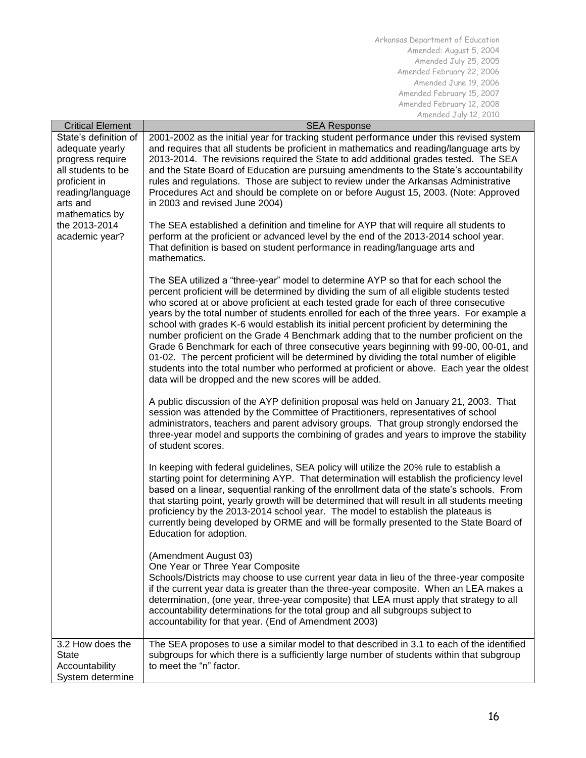| Critical Element | SEA Response |
|---|---|
| State's definition of adequate yearly progress require all students to be proficient in reading/language arts and mathematics by the 2013-2014 academic year? | 2001-2002 as the initial year for tracking student performance under this revised system and requires that all students be proficient in mathematics and reading/language arts by 2013-2014. The revisions required the State to add additional grades tested. The SEA and the State Board of Education are pursuing amendments to the State's accountability rules and regulations. Those are subject to review under the Arkansas Administrative Procedures Act and should be complete on or before August 15, 2003. (Note: Approved in 2003 and revised June 2004)<br><br>The SEA established a definition and timeline for AYP that will require all students to perform at the proficient or advanced level by the end of the 2013-2014 school year. That definition is based on student performance in reading/language arts and mathematics.<br><br>The SEA utilized a "three-year" model to determine AYP so that for each school the percent proficient will be determined by dividing the sum of all eligible students tested who scored at or above proficient at each tested grade for each of three consecutive years by the total number of students enrolled for each of the three years. For example a school with grades K-6 would establish its initial percent proficient by determining the number proficient on the Grade 4 Benchmark adding that to the number proficient on the Grade 6 Benchmark for each of three consecutive years beginning with 99-00, 00-01, and 01-02. The percent proficient will be determined by dividing the total number of eligible students into the total number who performed at proficient or above. Each year the oldest data will be dropped and the new scores will be added.<br><br>A public discussion of the AYP definition proposal was held on January 21, 2003. That session was attended by the Committee of Practitioners, representatives of school administrators, teachers and parent advisory groups. That group strongly endorsed the three-year model and supports the combining of grades and years to improve the stability of student scores.<br><br>In keeping with federal guidelines, SEA policy will utilize the 20% rule to establish a starting point for determining AYP. That determination will establish the proficiency level based on a linear, sequential ranking of the enrollment data of the state's schools. From that starting point, yearly growth will be determined that will result in all students meeting proficiency by the 2013-2014 school year. The model to establish the plateaus is currently being developed by ORME and will be formally presented to the State Board of Education for adoption.<br><br>(Amendment August 03)<br>One Year or Three Year Composite<br>Schools/Districts may choose to use current year data in lieu of the three-year composite if the current year data is greater than the three-year composite. When an LEA makes a determination, (one year, three-year composite) that LEA must apply that strategy to all accountability determinations for the total group and all subgroups subject to accountability for that year. (End of Amendment 2003) |
| 3.2 How does the State Accountability System determine | The SEA proposes to use a similar model to that described in 3.1 to each of the identified subgroups for which there is a sufficiently large number of students within that subgroup to meet the "n" factor. |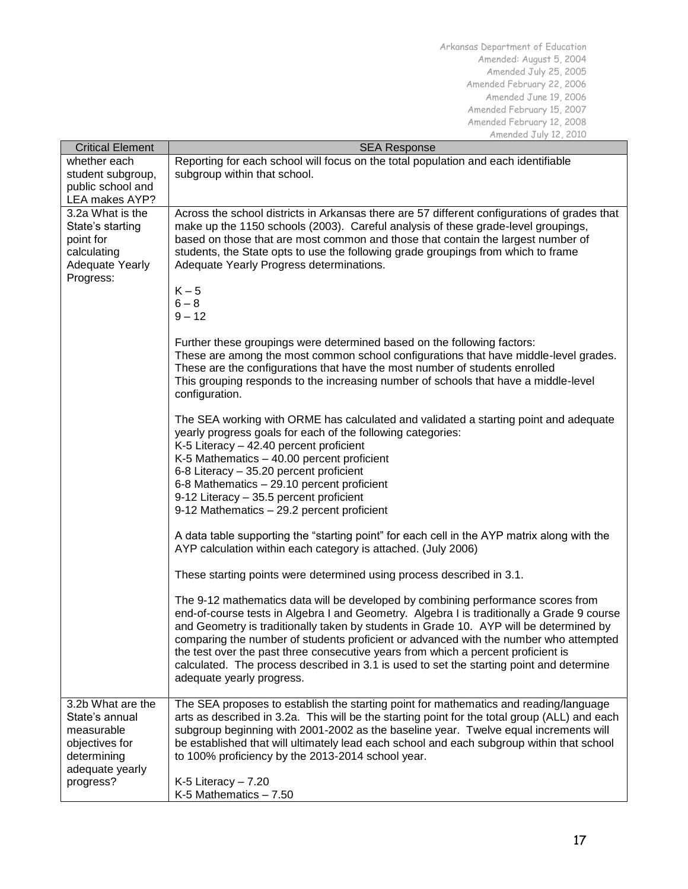| Critical Element | SEA Response |
|---|---|
| whether each student subgroup, public school and LEA makes AYP? | Reporting for each school will focus on the total population and each identifiable subgroup within that school. |
| 3.2a What is the State's starting point for calculating Adequate Yearly Progress: | Across the school districts in Arkansas there are 57 different configurations of grades that make up the 1150 schools (2003). Careful analysis of these grade-level groupings, based on those that are most common and those that contain the largest number of students, the State opts to use the following grade groupings from which to frame Adequate Yearly Progress determinations.<br><br>K – 5<br>6 – 8<br>9 – 12<br><br>Further these groupings were determined based on the following factors:<br>These are among the most common school configurations that have middle-level grades.<br>These are the configurations that have the most number of students enrolled<br>This grouping responds to the increasing number of schools that have a middle-level configuration.<br><br>The SEA working with ORME has calculated and validated a starting point and adequate yearly progress goals for each of the following categories:<br>K-5 Literacy – 42.40 percent proficient<br>K-5 Mathematics – 40.00 percent proficient<br>6-8 Literacy – 35.20 percent proficient<br>6-8 Mathematics – 29.10 percent proficient<br>9-12 Literacy – 35.5 percent proficient<br>9-12 Mathematics – 29.2 percent proficient<br><br>A data table supporting the "starting point" for each cell in the AYP matrix along with the AYP calculation within each category is attached. (July 2006)<br><br>These starting points were determined using process described in 3.1.<br><br>The 9-12 mathematics data will be developed by combining performance scores from end-of-course tests in Algebra I and Geometry. Algebra I is traditionally a Grade 9 course and Geometry is traditionally taken by students in Grade 10. AYP will be determined by comparing the number of students proficient or advanced with the number who attempted the test over the past three consecutive years from which a percent proficient is calculated. The process described in 3.1 is used to set the starting point and determine adequate yearly progress. |
| 3.2b What are the State's annual measurable objectives for determining adequate yearly progress? | The SEA proposes to establish the starting point for mathematics and reading/language arts as described in 3.2a. This will be the starting point for the total group (ALL) and each subgroup beginning with 2001-2002 as the baseline year. Twelve equal increments will be established that will ultimately lead each school and each subgroup within that school to 100% proficiency by the 2013-2014 school year.<br><br>K-5 Literacy – 7.20<br>K-5 Mathematics – 7.50 |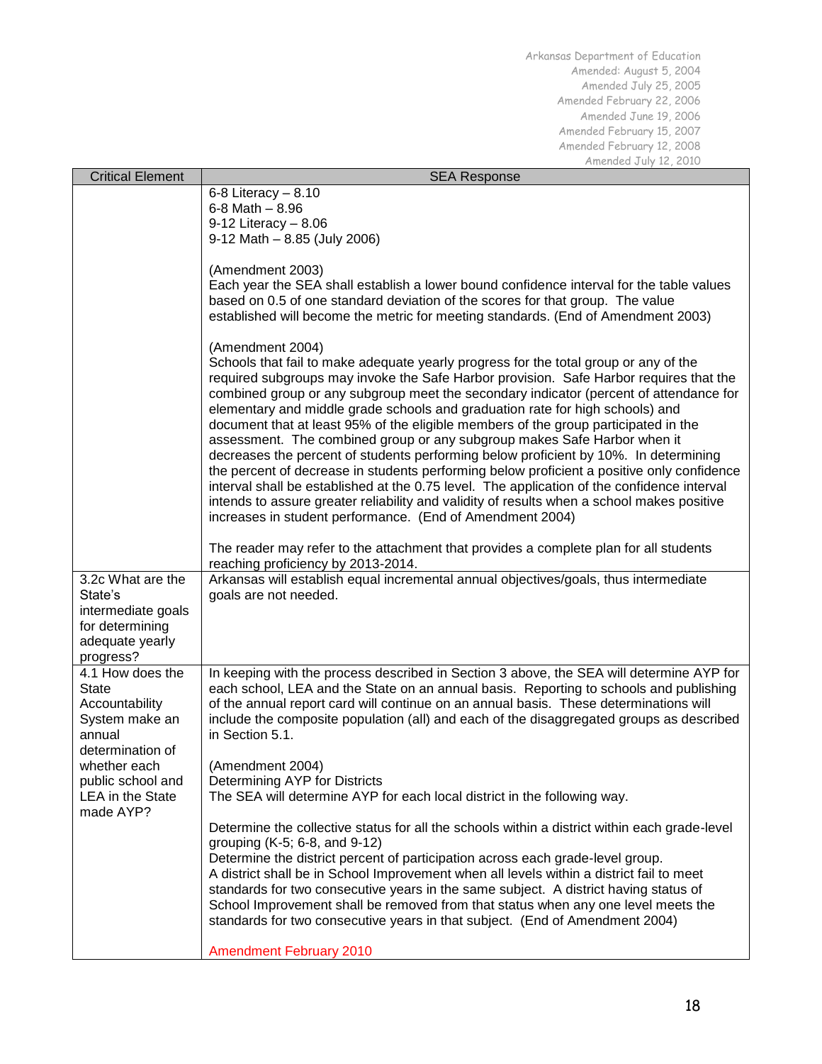| Critical Element | SEA Response |
|---|---|
| | 6-8 Literacy – 8.10<br>6-8 Math – 8.96<br>9-12 Literacy – 8.06<br>9-12 Math – 8.85 (July 2006)<br><br>(Amendment 2003)<br>Each year the SEA shall establish a lower bound confidence interval for the table values based on 0.5 of one standard deviation of the scores for that group. The value established will become the metric for meeting standards. (End of Amendment 2003)<br><br>(Amendment 2004)<br>Schools that fail to make adequate yearly progress for the total group or any of the required subgroups may invoke the Safe Harbor provision. Safe Harbor requires that the combined group or any subgroup meet the secondary indicator (percent of attendance for elementary and middle grade schools and graduation rate for high schools) and document that at least 95% of the eligible members of the group participated in the assessment. The combined group or any subgroup makes Safe Harbor when it decreases the percent of students performing below proficient by 10%. In determining the percent of decrease in students performing below proficient a positive only confidence interval shall be established at the 0.75 level. The application of the confidence interval intends to assure greater reliability and validity of results when a school makes positive increases in student performance. (End of Amendment 2004)<br><br>The reader may refer to the attachment that provides a complete plan for all students reaching proficiency by 2013-2014. |
| 3.2c What are the State's intermediate goals for determining adequate yearly progress? | Arkansas will establish equal incremental annual objectives/goals, thus intermediate goals are not needed. |
| 4.1 How does the State Accountability System make an annual determination of whether each public school and LEA in the State made AYP? | In keeping with the process described in Section 3 above, the SEA will determine AYP for each school, LEA and the State on an annual basis. Reporting to schools and publishing of the annual report card will continue on an annual basis. These determinations will include the composite population (all) and each of the disaggregated groups as described in Section 5.1.<br><br>(Amendment 2004)<br>Determining AYP for Districts<br>The SEA will determine AYP for each local district in the following way.<br><br>Determine the collective status for all the schools within a district within each grade-level grouping (K-5; 6-8, and 9-12)<br>Determine the district percent of participation across each grade-level group.<br>A district shall be in School Improvement when all levels within a district fail to meet standards for two consecutive years in the same subject. A district having status of School Improvement shall be removed from that status when any one level meets the standards for two consecutive years in that subject. (End of Amendment 2004)<br><br>Amendment February 2010 |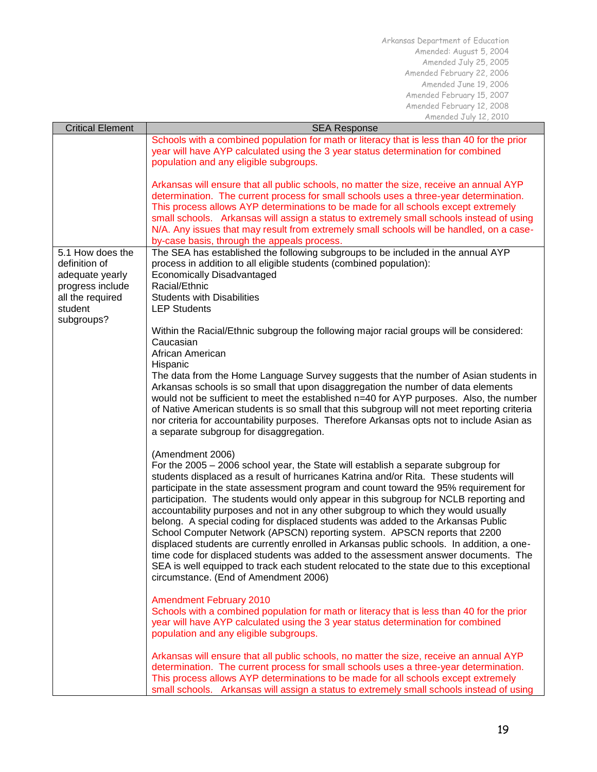| Critical Element | SEA Response |
|---|---|
| | Schools with a combined population for math or literacy that is less than 40 for the prior year will have AYP calculated using the 3 year status determination for combined population and any eligible subgroups.<br><br>Arkansas will ensure that all public schools, no matter the size, receive an annual AYP determination. The current process for small schools uses a three-year determination. This process allows AYP determinations to be made for all schools except extremely small schools. Arkansas will assign a status to extremely small schools instead of using N/A. Any issues that may result from extremely small schools will be handled, on a case-by-case basis, through the appeals process. |
| 5.1 How does the definition of adequate yearly progress include all the required student subgroups? | The SEA has established the following subgroups to be included in the annual AYP process in addition to all eligible students (combined population):<br>Economically Disadvantaged<br>Racial/Ethnic<br>Students with Disabilities<br>LEP Students<br><br>Within the Racial/Ethnic subgroup the following major racial groups will be considered:<br>Caucasian<br>African American<br>Hispanic<br>The data from the Home Language Survey suggests that the number of Asian students in Arkansas schools is so small that upon disaggregation the number of data elements would not be sufficient to meet the established n=40 for AYP purposes. Also, the number of Native American students is so small that this subgroup will not meet reporting criteria nor criteria for accountability purposes. Therefore Arkansas opts not to include Asian as a separate subgroup for disaggregation.<br><br>(Amendment 2006)<br>For the 2005 – 2006 school year, the State will establish a separate subgroup for students displaced as a result of hurricanes Katrina and/or Rita. These students will participate in the state assessment program and count toward the 95% requirement for participation. The students would only appear in this subgroup for NCLB reporting and accountability purposes and not in any other subgroup to which they would usually belong. A special coding for displaced students was added to the Arkansas Public School Computer Network (APSCN) reporting system. APSCN reports that 2200 displaced students are currently enrolled in Arkansas public schools. In addition, a one-time code for displaced students was added to the assessment answer documents. The SEA is well equipped to track each student relocated to the state due to this exceptional circumstance. (End of Amendment 2006)<br><br>Amendment February 2010<br>Schools with a combined population for math or literacy that is less than 40 for the prior year will have AYP calculated using the 3 year status determination for combined population and any eligible subgroups.<br><br>Arkansas will ensure that all public schools, no matter the size, receive an annual AYP determination. The current process for small schools uses a three-year determination. This process allows AYP determinations to be made for all schools except extremely small schools. Arkansas will assign a status to extremely small schools instead of using |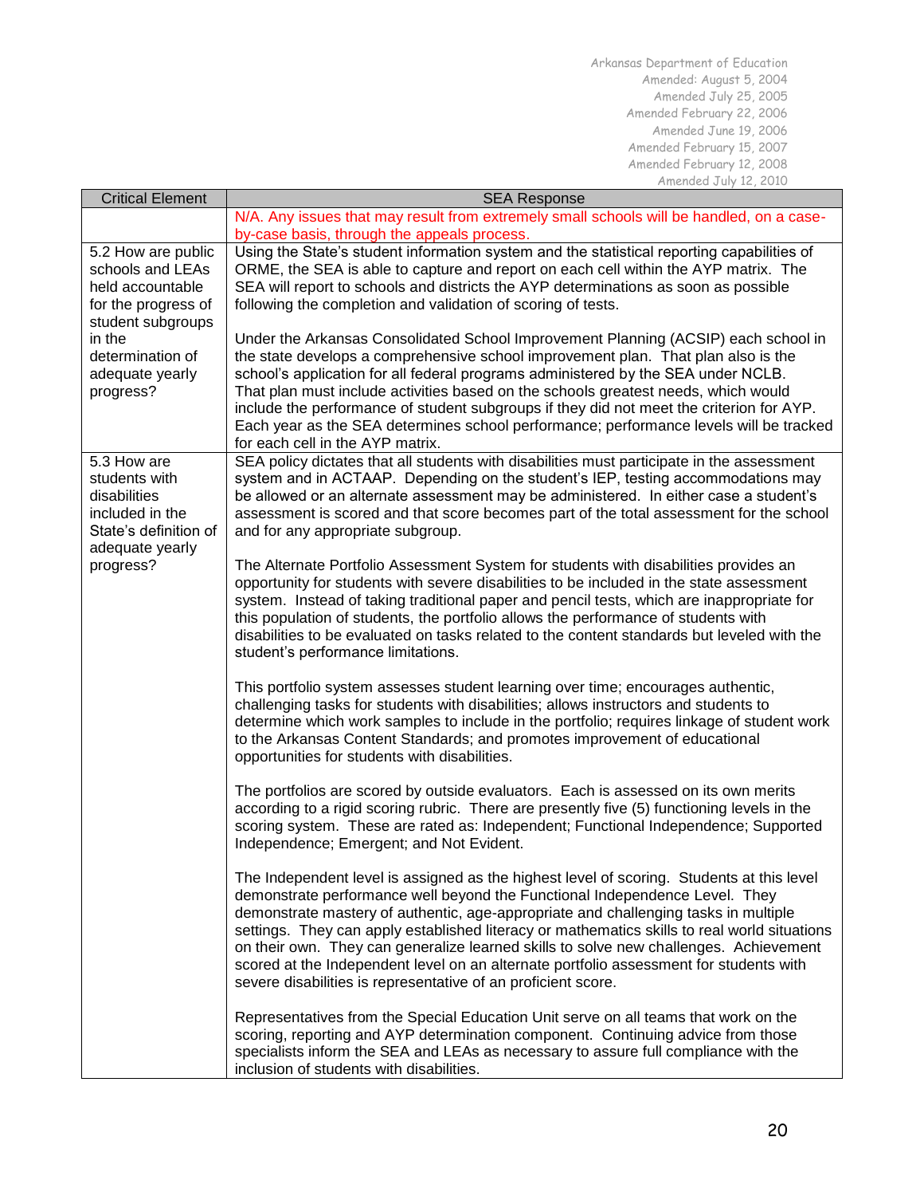| Critical Element | SEA Response |
|---|---|
| | N/A. Any issues that may result from extremely small schools will be handled, on a case-by-case basis, through the appeals process. |
| 5.2 How are public schools and LEAs held accountable for the progress of student subgroups in the determination of adequate yearly progress? | Using the State's student information system and the statistical reporting capabilities of ORME, the SEA is able to capture and report on each cell within the AYP matrix. The SEA will report to schools and districts the AYP determinations as soon as possible following the completion and validation of scoring of tests.<br><br>Under the Arkansas Consolidated School Improvement Planning (ACSIP) each school in the state develops a comprehensive school improvement plan. That plan also is the school's application for all federal programs administered by the SEA under NCLB. That plan must include activities based on the schools greatest needs, which would include the performance of student subgroups if they did not meet the criterion for AYP. Each year as the SEA determines school performance; performance levels will be tracked for each cell in the AYP matrix. |
| 5.3 How are students with disabilities included in the State's definition of adequate yearly progress? | SEA policy dictates that all students with disabilities must participate in the assessment system and in ACTAAP. Depending on the student's IEP, testing accommodations may be allowed or an alternate assessment may be administered. In either case a student's assessment is scored and that score becomes part of the total assessment for the school and for any appropriate subgroup.<br><br>The Alternate Portfolio Assessment System for students with disabilities provides an opportunity for students with severe disabilities to be included in the state assessment system. Instead of taking traditional paper and pencil tests, which are inappropriate for this population of students, the portfolio allows the performance of students with disabilities to be evaluated on tasks related to the content standards but leveled with the student's performance limitations.<br><br>This portfolio system assesses student learning over time; encourages authentic, challenging tasks for students with disabilities; allows instructors and students to determine which work samples to include in the portfolio; requires linkage of student work to the Arkansas Content Standards; and promotes improvement of educational opportunities for students with disabilities.<br><br>The portfolios are scored by outside evaluators. Each is assessed on its own merits according to a rigid scoring rubric. There are presently five (5) functioning levels in the scoring system. These are rated as: Independent; Functional Independence; Supported Independence; Emergent; and Not Evident.<br><br>The Independent level is assigned as the highest level of scoring. Students at this level demonstrate performance well beyond the Functional Independence Level. They demonstrate mastery of authentic, age-appropriate and challenging tasks in multiple settings. They can apply established literacy or mathematics skills to real world situations on their own. They can generalize learned skills to solve new challenges. Achievement scored at the Independent level on an alternate portfolio assessment for students with severe disabilities is representative of an proficient score.<br><br>Representatives from the Special Education Unit serve on all teams that work on the scoring, reporting and AYP determination component. Continuing advice from those specialists inform the SEA and LEAs as necessary to assure full compliance with the inclusion of students with disabilities. |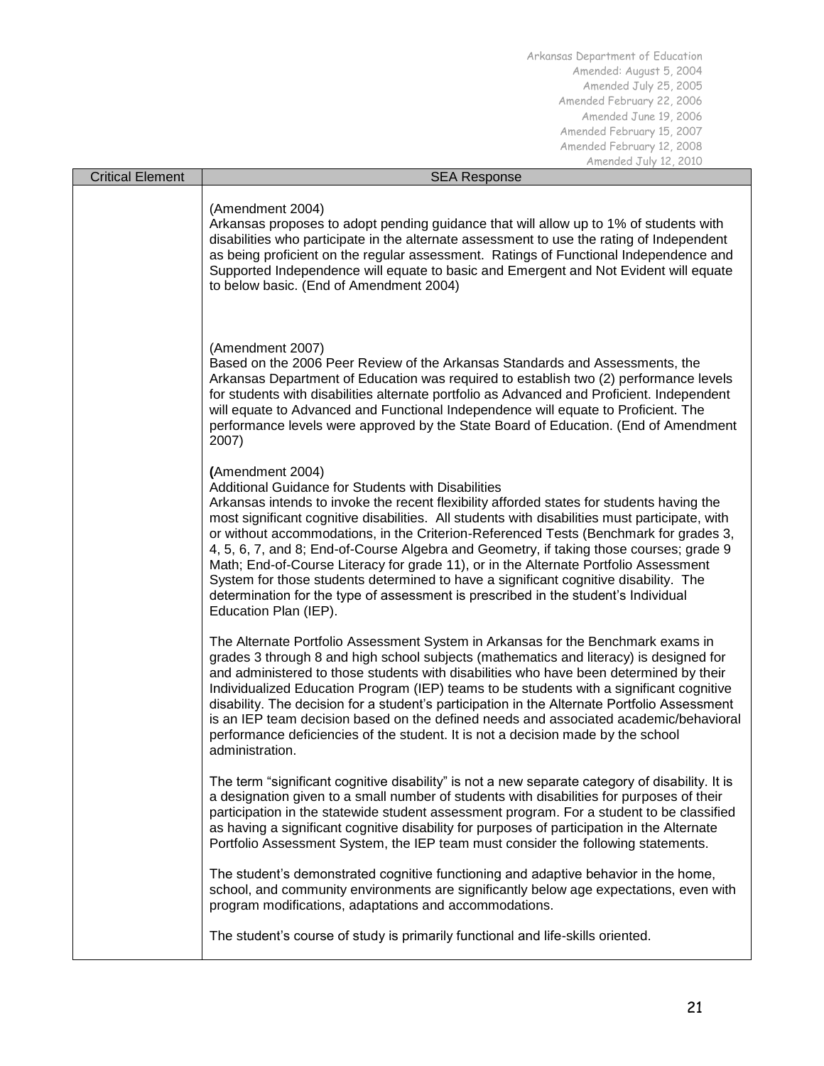| Critical Element | SEA Response |
|---|---|
| | (Amendment 2004)<br>Arkansas proposes to adopt pending guidance that will allow up to 1% of students with disabilities who participate in the alternate assessment to use the rating of Independent as being proficient on the regular assessment. Ratings of Functional Independence and Supported Independence will equate to basic and Emergent and Not Evident will equate to below basic. (End of Amendment 2004)<br><br>(Amendment 2007)<br>Based on the 2006 Peer Review of the Arkansas Standards and Assessments, the Arkansas Department of Education was required to establish two (2) performance levels for students with disabilities alternate portfolio as Advanced and Proficient. Independent will equate to Advanced and Functional Independence will equate to Proficient. The performance levels were approved by the State Board of Education. (End of Amendment 2007)<br><br>**(**Amendment 2004)<br>Additional Guidance for Students with Disabilities<br>Arkansas intends to invoke the recent flexibility afforded states for students having the most significant cognitive disabilities. All students with disabilities must participate, with or without accommodations, in the Criterion-Referenced Tests (Benchmark for grades 3, 4, 5, 6, 7, and 8; End-of-Course Algebra and Geometry, if taking those courses; grade 9 Math; End-of-Course Literacy for grade 11), or in the Alternate Portfolio Assessment System for those students determined to have a significant cognitive disability. The determination for the type of assessment is prescribed in the student's Individual Education Plan (IEP).<br><br>The Alternate Portfolio Assessment System in Arkansas for the Benchmark exams in grades 3 through 8 and high school subjects (mathematics and literacy) is designed for and administered to those students with disabilities who have been determined by their Individualized Education Program (IEP) teams to be students with a significant cognitive disability. The decision for a student's participation in the Alternate Portfolio Assessment is an IEP team decision based on the defined needs and associated academic/behavioral performance deficiencies of the student. It is not a decision made by the school administration.<br><br>The term "significant cognitive disability" is not a new separate category of disability. It is a designation given to a small number of students with disabilities for purposes of their participation in the statewide student assessment program. For a student to be classified as having a significant cognitive disability for purposes of participation in the Alternate Portfolio Assessment System, the IEP team must consider the following statements.<br><br>The student's demonstrated cognitive functioning and adaptive behavior in the home, school, and community environments are significantly below age expectations, even with program modifications, adaptations and accommodations.<br><br>The student's course of study is primarily functional and life-skills oriented. |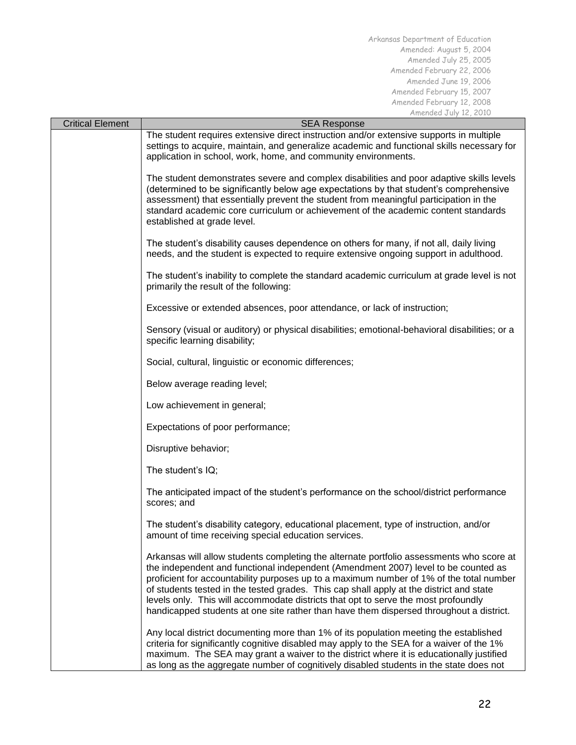| Critical Element | SEA Response |
|---|---|
| | The student requires extensive direct instruction and/or extensive supports in multiple settings to acquire, maintain, and generalize academic and functional skills necessary for application in school, work, home, and community environments.<br><br>The student demonstrates severe and complex disabilities and poor adaptive skills levels (determined to be significantly below age expectations by that student's comprehensive assessment) that essentially prevent the student from meaningful participation in the standard academic core curriculum or achievement of the academic content standards established at grade level.<br><br>The student's disability causes dependence on others for many, if not all, daily living needs, and the student is expected to require extensive ongoing support in adulthood.<br><br>The student's inability to complete the standard academic curriculum at grade level is not primarily the result of the following:<br><br>Excessive or extended absences, poor attendance, or lack of instruction;<br><br>Sensory (visual or auditory) or physical disabilities; emotional-behavioral disabilities; or a specific learning disability;<br><br>Social, cultural, linguistic or economic differences;<br><br>Below average reading level;<br><br>Low achievement in general;<br><br>Expectations of poor performance;<br><br>Disruptive behavior;<br><br>The student's IQ;<br><br>The anticipated impact of the student's performance on the school/district performance scores; and<br><br>The student's disability category, educational placement, type of instruction, and/or amount of time receiving special education services.<br><br>Arkansas will allow students completing the alternate portfolio assessments who score at the independent and functional independent (Amendment 2007) level to be counted as proficient for accountability purposes up to a maximum number of 1% of the total number of students tested in the tested grades. This cap shall apply at the district and state levels only. This will accommodate districts that opt to serve the most profoundly handicapped students at one site rather than have them dispersed throughout a district.<br><br>Any local district documenting more than 1% of its population meeting the established criteria for significantly cognitive disabled may apply to the SEA for a waiver of the 1% maximum. The SEA may grant a waiver to the district where it is educationally justified as long as the aggregate number of cognitively disabled students in the state does not |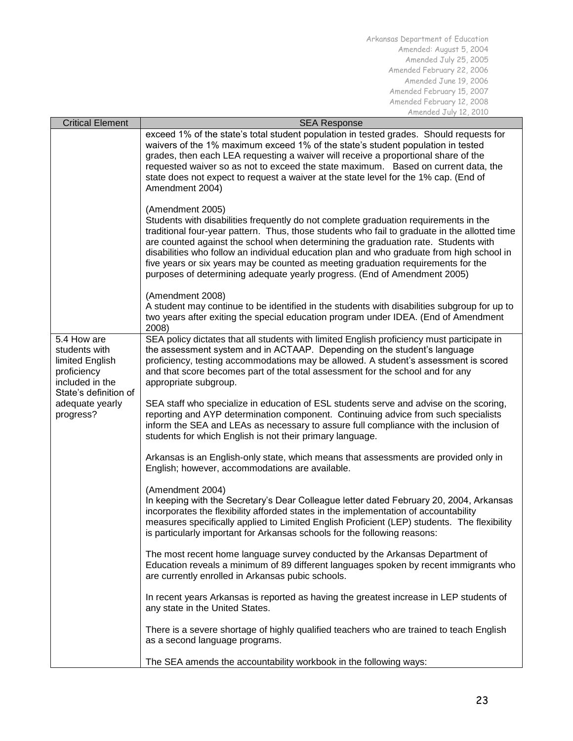| Critical Element | SEA Response |
|---|---|
| | exceed 1% of the state's total student population in tested grades. Should requests for waivers of the 1% maximum exceed 1% of the state's student population in tested grades, then each LEA requesting a waiver will receive a proportional share of the requested waiver so as not to exceed the state maximum. Based on current data, the state does not expect to request a waiver at the state level for the 1% cap. (End of Amendment 2004)<br><br>(Amendment 2005)<br>Students with disabilities frequently do not complete graduation requirements in the traditional four-year pattern. Thus, those students who fail to graduate in the allotted time are counted against the school when determining the graduation rate. Students with disabilities who follow an individual education plan and who graduate from high school in five years or six years may be counted as meeting graduation requirements for the purposes of determining adequate yearly progress. (End of Amendment 2005)<br><br>(Amendment 2008)<br>A student may continue to be identified in the students with disabilities subgroup for up to two years after exiting the special education program under IDEA. (End of Amendment 2008) |
| 5.4 How are students with limited English proficiency included in the State's definition of adequate yearly progress? | SEA policy dictates that all students with limited English proficiency must participate in the assessment system and in ACTAAP. Depending on the student's language proficiency, testing accommodations may be allowed. A student's assessment is scored and that score becomes part of the total assessment for the school and for any appropriate subgroup.<br><br>SEA staff who specialize in education of ESL students serve and advise on the scoring, reporting and AYP determination component. Continuing advice from such specialists inform the SEA and LEAs as necessary to assure full compliance with the inclusion of students for which English is not their primary language.<br><br>Arkansas is an English-only state, which means that assessments are provided only in English; however, accommodations are available.<br><br>(Amendment 2004)<br>In keeping with the Secretary's Dear Colleague letter dated February 20, 2004, Arkansas incorporates the flexibility afforded states in the implementation of accountability measures specifically applied to Limited English Proficient (LEP) students. The flexibility is particularly important for Arkansas schools for the following reasons:<br><br>The most recent home language survey conducted by the Arkansas Department of Education reveals a minimum of 89 different languages spoken by recent immigrants who are currently enrolled in Arkansas pubic schools.<br><br>In recent years Arkansas is reported as having the greatest increase in LEP students of any state in the United States.<br><br>There is a severe shortage of highly qualified teachers who are trained to teach English as a second language programs.<br><br>The SEA amends the accountability workbook in the following ways: |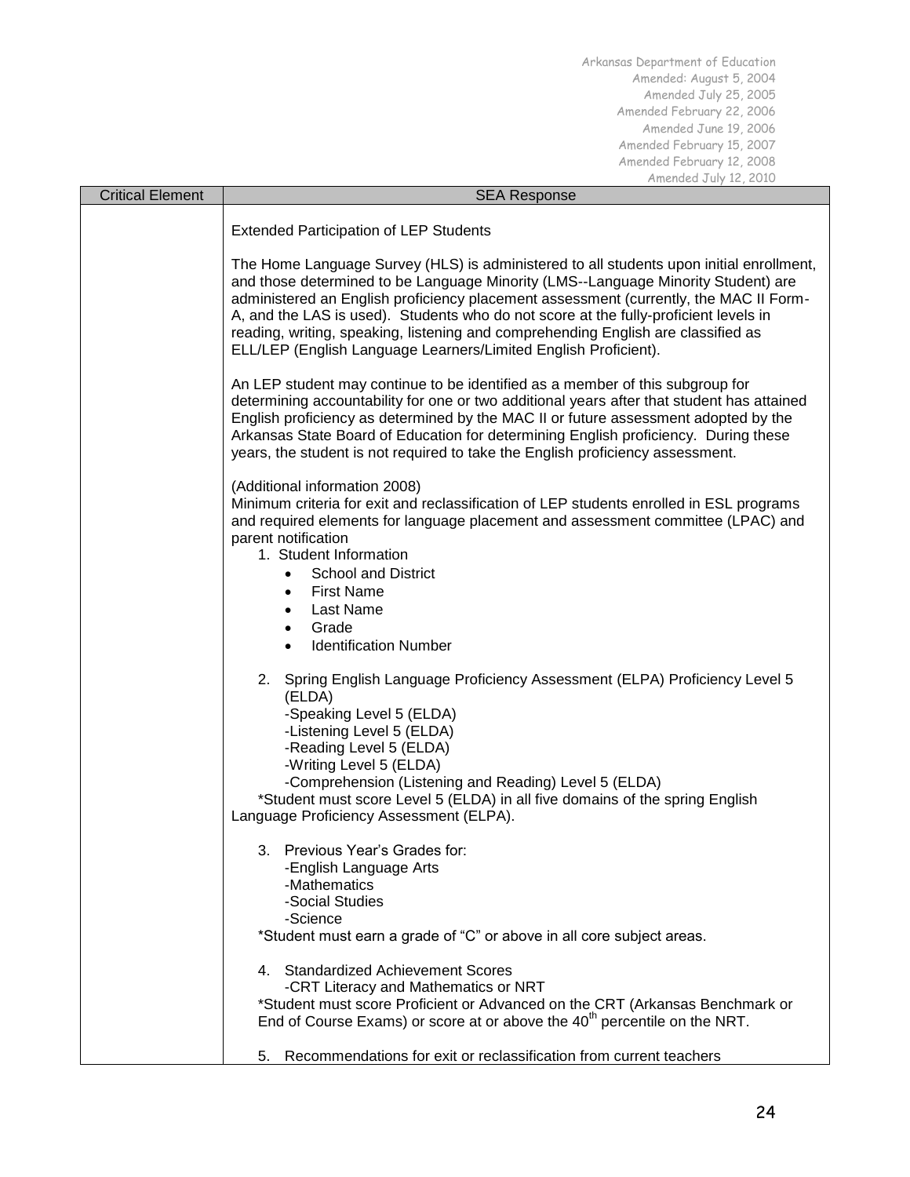| Critical Element | SEA Response |
|---|---|
| | Extended Participation of LEP Students<br><br>The Home Language Survey (HLS) is administered to all students upon initial enrollment, and those determined to be Language Minority (LMS--Language Minority Student) are administered an English proficiency placement assessment (currently, the MAC II Form-A, and the LAS is used). Students who do not score at the fully-proficient levels in reading, writing, speaking, listening and comprehending English are classified as ELL/LEP (English Language Learners/Limited English Proficient).<br><br>An LEP student may continue to be identified as a member of this subgroup for determining accountability for one or two additional years after that student has attained English proficiency as determined by the MAC II or future assessment adopted by the Arkansas State Board of Education for determining English proficiency. During these years, the student is not required to take the English proficiency assessment.<br><br>(Additional information 2008)<br>Minimum criteria for exit and reclassification of LEP students enrolled in ESL programs and required elements for language placement and assessment committee (LPAC) and parent notification<br>1. Student Information<br>• School and District<br>• First Name<br>• Last Name<br>• Grade<br>• Identification Number<br><br>2. Spring English Language Proficiency Assessment (ELPA) Proficiency Level 5 (ELDA)<br>-Speaking Level 5 (ELDA)<br>-Listening Level 5 (ELDA)<br>-Reading Level 5 (ELDA)<br>-Writing Level 5 (ELDA)<br>-Comprehension (Listening and Reading) Level 5 (ELDA)<br>*Student must score Level 5 (ELDA) in all five domains of the spring English Language Proficiency Assessment (ELPA).<br><br>3. Previous Year's Grades for:<br>-English Language Arts<br>-Mathematics<br>-Social Studies<br>-Science<br>*Student must earn a grade of "C" or above in all core subject areas.<br><br>4. Standardized Achievement Scores<br>-CRT Literacy and Mathematics or NRT<br>*Student must score Proficient or Advanced on the CRT (Arkansas Benchmark or End of Course Exams) or score at or above the 40th percentile on the NRT.<br><br>5. Recommendations for exit or reclassification from current teachers |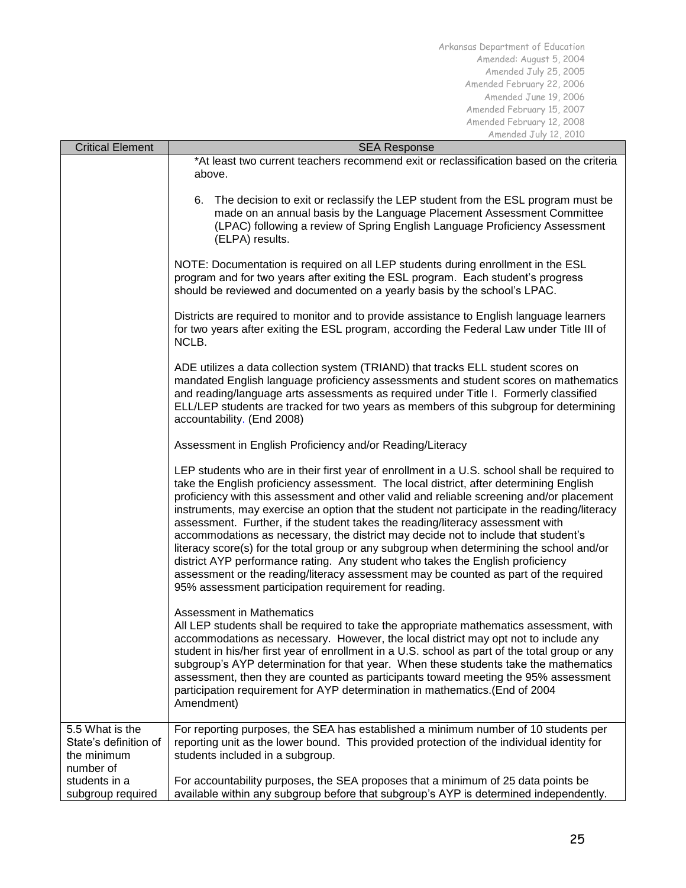| Critical Element | SEA Response |
| --- | --- |
| | *At least two current teachers recommend exit or reclassification based on the criteria above.<br><br>6. The decision to exit or reclassify the LEP student from the ESL program must be made on an annual basis by the Language Placement Assessment Committee (LPAC) following a review of Spring English Language Proficiency Assessment (ELPA) results.<br><br>NOTE: Documentation is required on all LEP students during enrollment in the ESL program and for two years after exiting the ESL program. Each student's progress should be reviewed and documented on a yearly basis by the school's LPAC.<br><br>Districts are required to monitor and to provide assistance to English language learners for two years after exiting the ESL program, according the Federal Law under Title III of NCLB.<br><br>ADE utilizes a data collection system (TRIAND) that tracks ELL student scores on mandated English language proficiency assessments and student scores on mathematics and reading/language arts assessments as required under Title I. Formerly classified ELL/LEP students are tracked for two years as members of this subgroup for determining accountability. (End 2008)<br><br>Assessment in English Proficiency and/or Reading/Literacy<br><br>LEP students who are in their first year of enrollment in a U.S. school shall be required to take the English proficiency assessment. The local district, after determining English proficiency with this assessment and other valid and reliable screening and/or placement instruments, may exercise an option that the student not participate in the reading/literacy assessment. Further, if the student takes the reading/literacy assessment with accommodations as necessary, the district may decide not to include that student's literacy score(s) for the total group or any subgroup when determining the school and/or district AYP performance rating. Any student who takes the English proficiency assessment or the reading/literacy assessment may be counted as part of the required 95% assessment participation requirement for reading.<br><br>Assessment in Mathematics<br>All LEP students shall be required to take the appropriate mathematics assessment, with accommodations as necessary. However, the local district may opt not to include any student in his/her first year of enrollment in a U.S. school as part of the total group or any subgroup's AYP determination for that year. When these students take the mathematics assessment, then they are counted as participants toward meeting the 95% assessment participation requirement for AYP determination in mathematics.(End of 2004 Amendment) |
| 5.5 What is the State's definition of the minimum number of students in a subgroup required | For reporting purposes, the SEA has established a minimum number of 10 students per reporting unit as the lower bound. This provided protection of the individual identity for students included in a subgroup.<br><br>For accountability purposes, the SEA proposes that a minimum of 25 data points be available within any subgroup before that subgroup's AYP is determined independently. |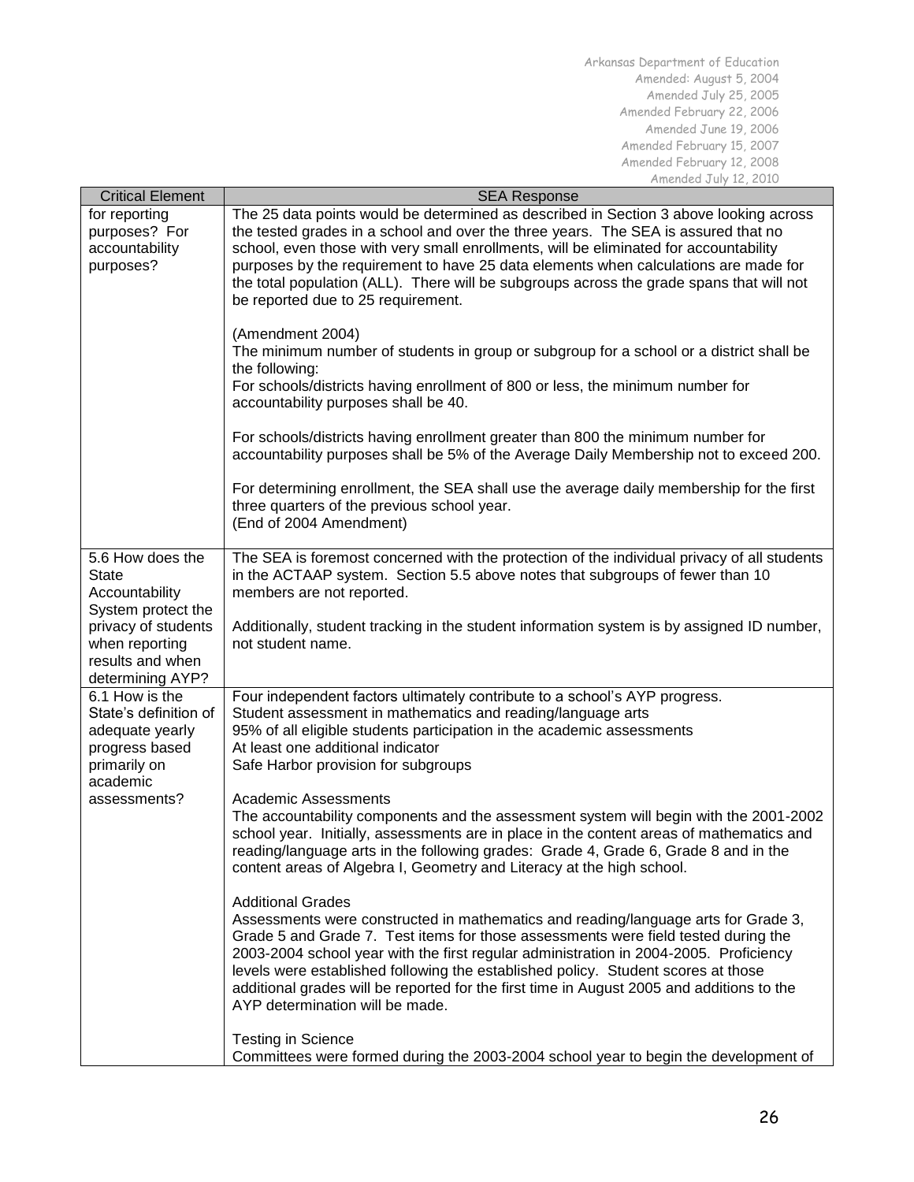| Critical Element | SEA Response |
|---|---|
| for reporting purposes? For accountability purposes? | The 25 data points would be determined as described in Section 3 above looking across the tested grades in a school and over the three years. The SEA is assured that no school, even those with very small enrollments, will be eliminated for accountability purposes by the requirement to have 25 data elements when calculations are made for the total population (ALL). There will be subgroups across the grade spans that will not be reported due to 25 requirement.<br><br>(Amendment 2004)<br>The minimum number of students in group or subgroup for a school or a district shall be the following:<br>For schools/districts having enrollment of 800 or less, the minimum number for accountability purposes shall be 40.<br><br>For schools/districts having enrollment greater than 800 the minimum number for accountability purposes shall be 5% of the Average Daily Membership not to exceed 200.<br><br>For determining enrollment, the SEA shall use the average daily membership for the first three quarters of the previous school year.<br>(End of 2004 Amendment) |
| 5.6 How does the State Accountability System protect the privacy of students when reporting results and when determining AYP? | The SEA is foremost concerned with the protection of the individual privacy of all students in the ACTAAP system. Section 5.5 above notes that subgroups of fewer than 10 members are not reported.<br><br>Additionally, student tracking in the student information system is by assigned ID number, not student name. |
| 6.1 How is the State's definition of adequate yearly progress based primarily on academic assessments? | Four independent factors ultimately contribute to a school's AYP progress.<br>Student assessment in mathematics and reading/language arts<br>95% of all eligible students participation in the academic assessments<br>At least one additional indicator<br>Safe Harbor provision for subgroups<br><br>Academic Assessments<br>The accountability components and the assessment system will begin with the 2001-2002 school year. Initially, assessments are in place in the content areas of mathematics and reading/language arts in the following grades: Grade 4, Grade 6, Grade 8 and in the content areas of Algebra I, Geometry and Literacy at the high school.<br><br>Additional Grades<br>Assessments were constructed in mathematics and reading/language arts for Grade 3, Grade 5 and Grade 7. Test items for those assessments were field tested during the 2003-2004 school year with the first regular administration in 2004-2005. Proficiency levels were established following the established policy. Student scores at those additional grades will be reported for the first time in August 2005 and additions to the AYP determination will be made.<br><br>Testing in Science<br>Committees were formed during the 2003-2004 school year to begin the development of |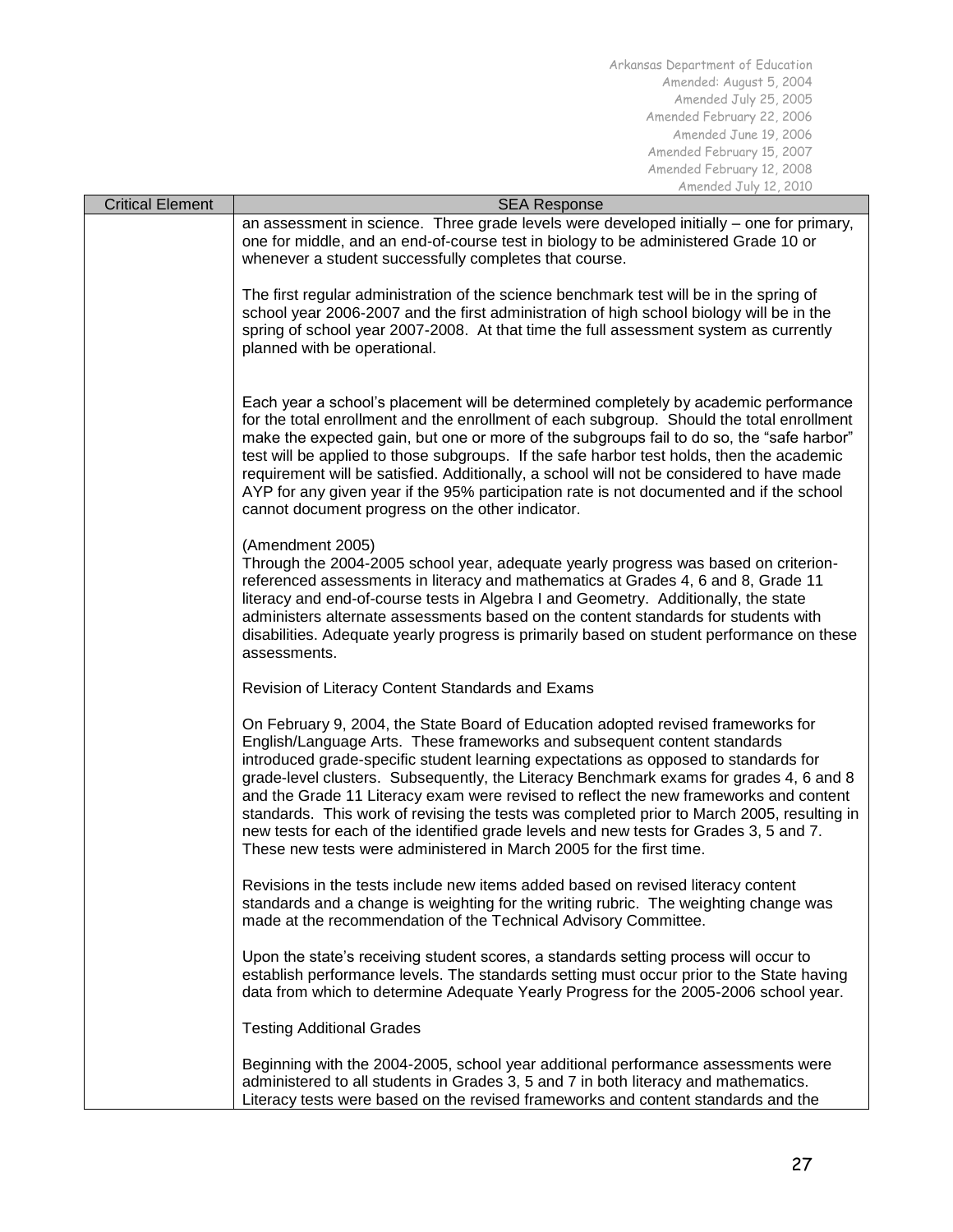| Critical Element | SEA Response |
|---|---|
| | an assessment in science. Three grade levels were developed initially – one for primary, one for middle, and an end-of-course test in biology to be administered Grade 10 or whenever a student successfully completes that course.<br><br>The first regular administration of the science benchmark test will be in the spring of school year 2006-2007 and the first administration of high school biology will be in the spring of school year 2007-2008. At that time the full assessment system as currently planned with be operational.<br><br>Each year a school's placement will be determined completely by academic performance for the total enrollment and the enrollment of each subgroup. Should the total enrollment make the expected gain, but one or more of the subgroups fail to do so, the "safe harbor" test will be applied to those subgroups. If the safe harbor test holds, then the academic requirement will be satisfied. Additionally, a school will not be considered to have made AYP for any given year if the 95% participation rate is not documented and if the school cannot document progress on the other indicator.<br><br>(Amendment 2005)<br>Through the 2004-2005 school year, adequate yearly progress was based on criterion-referenced assessments in literacy and mathematics at Grades 4, 6 and 8, Grade 11 literacy and end-of-course tests in Algebra I and Geometry. Additionally, the state administers alternate assessments based on the content standards for students with disabilities. Adequate yearly progress is primarily based on student performance on these assessments.<br><br>Revision of Literacy Content Standards and Exams<br><br>On February 9, 2004, the State Board of Education adopted revised frameworks for English/Language Arts. These frameworks and subsequent content standards introduced grade-specific student learning expectations as opposed to standards for grade-level clusters. Subsequently, the Literacy Benchmark exams for grades 4, 6 and 8 and the Grade 11 Literacy exam were revised to reflect the new frameworks and content standards. This work of revising the tests was completed prior to March 2005, resulting in new tests for each of the identified grade levels and new tests for Grades 3, 5 and 7. These new tests were administered in March 2005 for the first time.<br><br>Revisions in the tests include new items added based on revised literacy content standards and a change is weighting for the writing rubric. The weighting change was made at the recommendation of the Technical Advisory Committee.<br><br>Upon the state's receiving student scores, a standards setting process will occur to establish performance levels. The standards setting must occur prior to the State having data from which to determine Adequate Yearly Progress for the 2005-2006 school year.<br><br>Testing Additional Grades<br><br>Beginning with the 2004-2005, school year additional performance assessments were administered to all students in Grades 3, 5 and 7 in both literacy and mathematics. Literacy tests were based on the revised frameworks and content standards and the |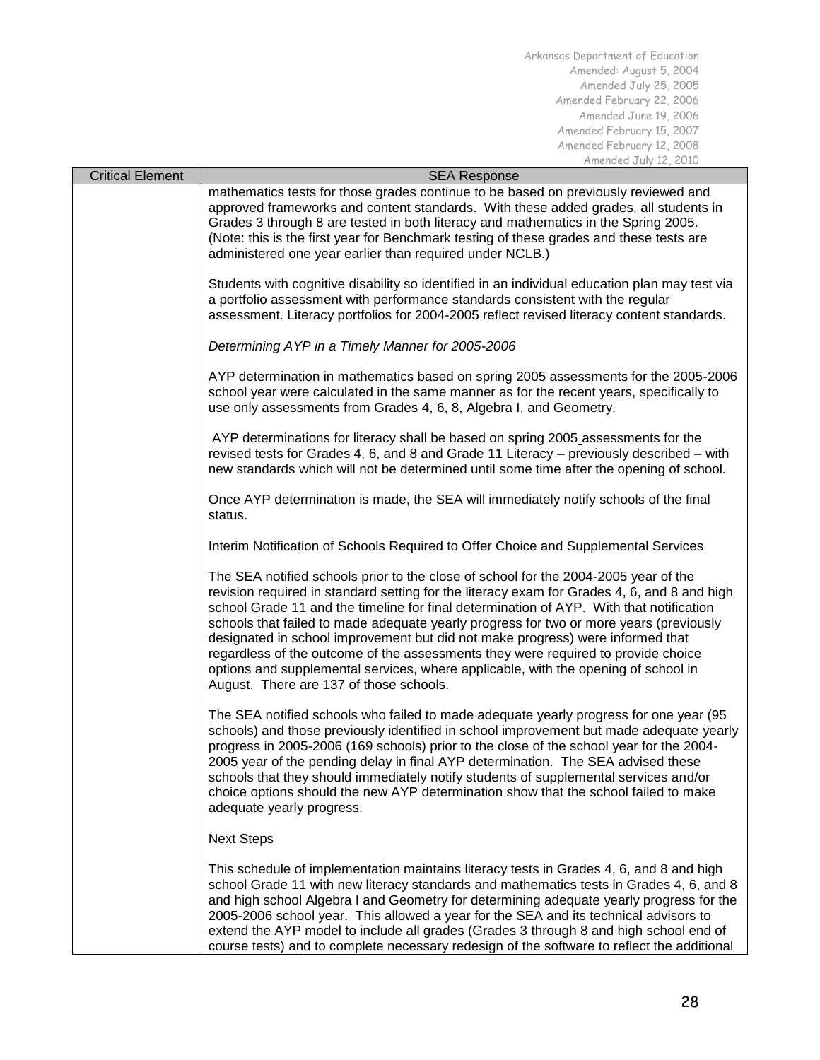| Critical Element | SEA Response |
|---|---|
| | mathematics tests for those grades continue to be based on previously reviewed and approved frameworks and content standards. With these added grades, all students in Grades 3 through 8 are tested in both literacy and mathematics in the Spring 2005. (Note: this is the first year for Benchmark testing of these grades and these tests are administered one year earlier than required under NCLB.)<br><br>Students with cognitive disability so identified in an individual education plan may test via a portfolio assessment with performance standards consistent with the regular assessment. Literacy portfolios for 2004-2005 reflect revised literacy content standards.<br><br>*Determining AYP in a Timely Manner for 2005-2006*<br><br>AYP determination in mathematics based on spring 2005 assessments for the 2005-2006 school year were calculated in the same manner as for the recent years, specifically to use only assessments from Grades 4, 6, 8, Algebra I, and Geometry.<br><br>AYP determinations for literacy shall be based on spring 2005 assessments for the revised tests for Grades 4, 6, and 8 and Grade 11 Literacy – previously described – with new standards which will not be determined until some time after the opening of school.<br><br>Once AYP determination is made, the SEA will immediately notify schools of the final status.<br><br>Interim Notification of Schools Required to Offer Choice and Supplemental Services<br><br>The SEA notified schools prior to the close of school for the 2004-2005 year of the revision required in standard setting for the literacy exam for Grades 4, 6, and 8 and high school Grade 11 and the timeline for final determination of AYP. With that notification schools that failed to made adequate yearly progress for two or more years (previously designated in school improvement but did not make progress) were informed that regardless of the outcome of the assessments they were required to provide choice options and supplemental services, where applicable, with the opening of school in August. There are 137 of those schools.<br><br>The SEA notified schools who failed to made adequate yearly progress for one year (95 schools) and those previously identified in school improvement but made adequate yearly progress in 2005-2006 (169 schools) prior to the close of the school year for the 2004-2005 year of the pending delay in final AYP determination. The SEA advised these schools that they should immediately notify students of supplemental services and/or choice options should the new AYP determination show that the school failed to make adequate yearly progress.<br><br>Next Steps<br><br>This schedule of implementation maintains literacy tests in Grades 4, 6, and 8 and high school Grade 11 with new literacy standards and mathematics tests in Grades 4, 6, and 8 and high school Algebra I and Geometry for determining adequate yearly progress for the 2005-2006 school year. This allowed a year for the SEA and its technical advisors to extend the AYP model to include all grades (Grades 3 through 8 and high school end of course tests) and to complete necessary redesign of the software to reflect the additional |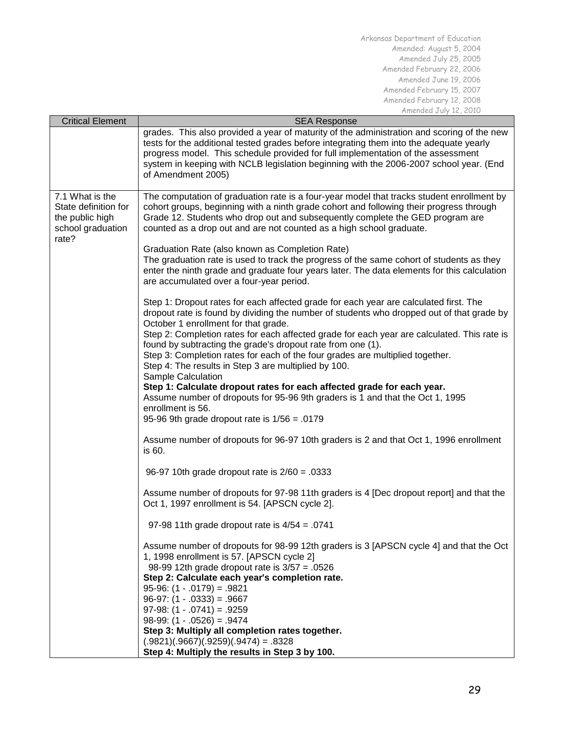| Critical Element | SEA Response |
|---|---|
| | grades. This also provided a year of maturity of the administration and scoring of the new tests for the additional tested grades before integrating them into the adequate yearly progress model. This schedule provided for full implementation of the assessment system in keeping with NCLB legislation beginning with the 2006-2007 school year. (End of Amendment 2005) |
| 7.1 What is the State definition for the public high school graduation rate? | The computation of graduation rate is a four-year model that tracks student enrollment by cohort groups, beginning with a ninth grade cohort and following their progress through Grade 12. Students who drop out and subsequently complete the GED program are counted as a drop out and are not counted as a high school graduate.<br><br>Graduation Rate (also known as Completion Rate)<br>The graduation rate is used to track the progress of the same cohort of students as they enter the ninth grade and graduate four years later. The data elements for this calculation are accumulated over a four-year period.<br><br>Step 1: Dropout rates for each affected grade for each year are calculated first. The dropout rate is found by dividing the number of students who dropped out of that grade by October 1 enrollment for that grade.<br>Step 2: Completion rates for each affected grade for each year are calculated. This rate is found by subtracting the grade's dropout rate from one (1).<br>Step 3: Completion rates for each of the four grades are multiplied together.<br>Step 4: The results in Step 3 are multiplied by 100.<br>Sample Calculation<br>**Step 1: Calculate dropout rates for each affected grade for each year.**<br>Assume number of dropouts for 95-96 9th graders is 1 and that the Oct 1, 1995 enrollment is 56.<br>95-96 9th grade dropout rate is 1/56 = .0179<br><br>Assume number of dropouts for 96-97 10th graders is 2 and that Oct 1, 1996 enrollment is 60.<br><br>96-97 10th grade dropout rate is 2/60 = .0333<br><br>Assume number of dropouts for 97-98 11th graders is 4 [Dec dropout report] and that the Oct 1, 1997 enrollment is 54. [APSCN cycle 2].<br><br>97-98 11th grade dropout rate is 4/54 = .0741<br><br>Assume number of dropouts for 98-99 12th graders is 3 [APSCN cycle 4] and that the Oct 1, 1998 enrollment is 57. [APSCN cycle 2]<br>98-99 12th grade dropout rate is 3/57 = .0526<br>**Step 2: Calculate each year's completion rate.**<br>95-96: (1 - .0179) = .9821<br>96-97: (1 - .0333) = .9667<br>97-98: (1 - .0741) = .9259<br>98-99: (1 - .0526) = .9474<br>**Step 3: Multiply all completion rates together.**<br>(.9821)(.9667)(.9259)(.9474) = .8328<br>**Step 4: Multiply the results in Step 3 by 100.** |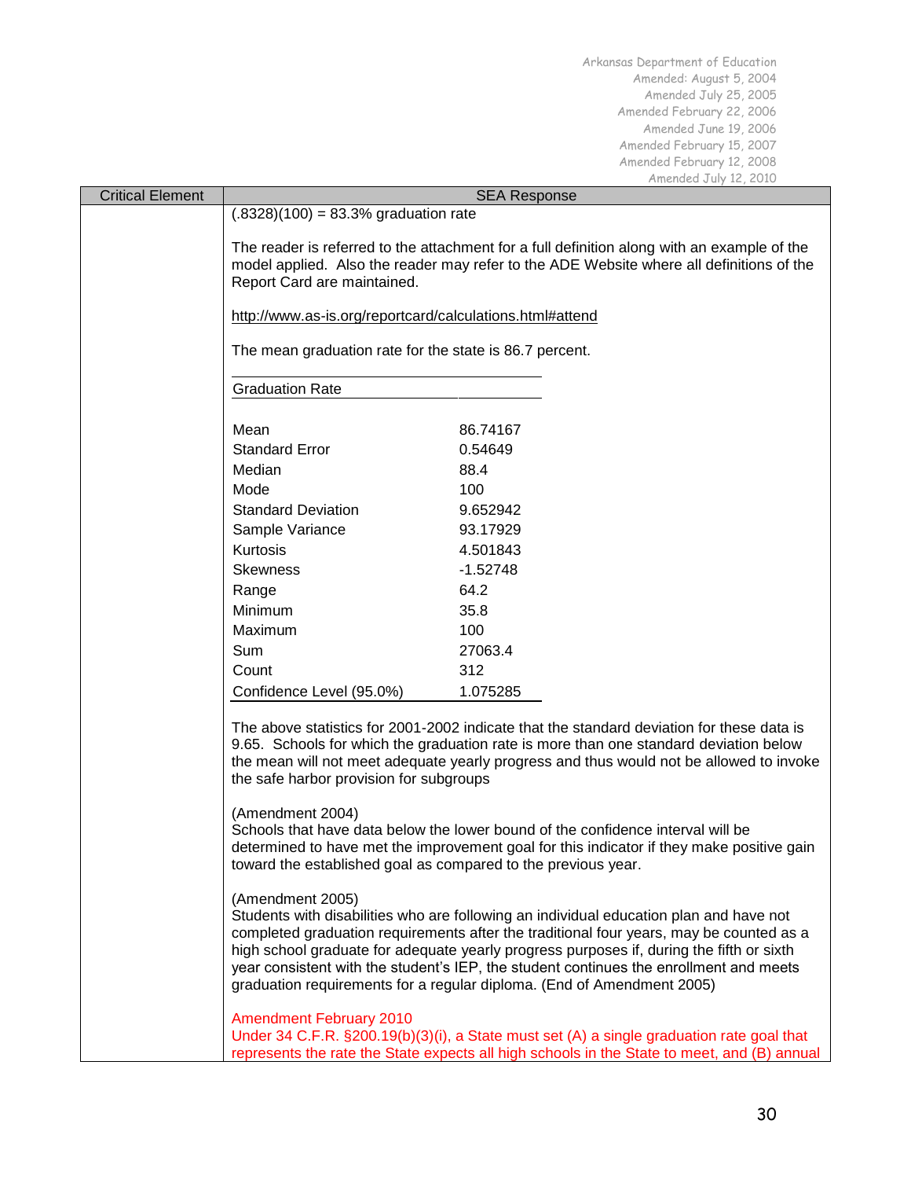| Critical Element | SEA Response |
|---|---|
| | (.8328)(100) = 83.3% graduation rate<br><br>The reader is referred to the attachment for a full definition along with an example of the model applied. Also the reader may refer to the ADE Website where all definitions of the Report Card are maintained.<br><br>http://www.as-is.org/reportcard/calculations.html#attend<br><br>The mean graduation rate for the state is 86.7 percent. |

| Graduation Rate | |
|---|---|
| Mean | 86.74167 |
| Standard Error | 0.54649 |
| Median | 88.4 |
| Mode | 100 |
| Standard Deviation | 9.652942 |
| Sample Variance | 93.17929 |
| Kurtosis | 4.501843 |
| Skewness | -1.52748 |
| Range | 64.2 |
| Minimum | 35.8 |
| Maximum | 100 |
| Sum | 27063.4 |
| Count | 312 |
| Confidence Level (95.0%) | 1.075285 |

The above statistics for 2001-2002 indicate that the standard deviation for these data is 9.65. Schools for which the graduation rate is more than one standard deviation below the mean will not meet adequate yearly progress and thus would not be allowed to invoke the safe harbor provision for subgroups

(Amendment 2004)
Schools that have data below the lower bound of the confidence interval will be determined to have met the improvement goal for this indicator if they make positive gain toward the established goal as compared to the previous year.

(Amendment 2005)
Students with disabilities who are following an individual education plan and have not completed graduation requirements after the traditional four years, may be counted as a high school graduate for adequate yearly progress purposes if, during the fifth or sixth year consistent with the student's IEP, the student continues the enrollment and meets graduation requirements for a regular diploma. (End of Amendment 2005)

Amendment February 2010
Under 34 C.F.R. §200.19(b)(3)(i), a State must set (A) a single graduation rate goal that represents the rate the State expects all high schools in the State to meet, and (B) annual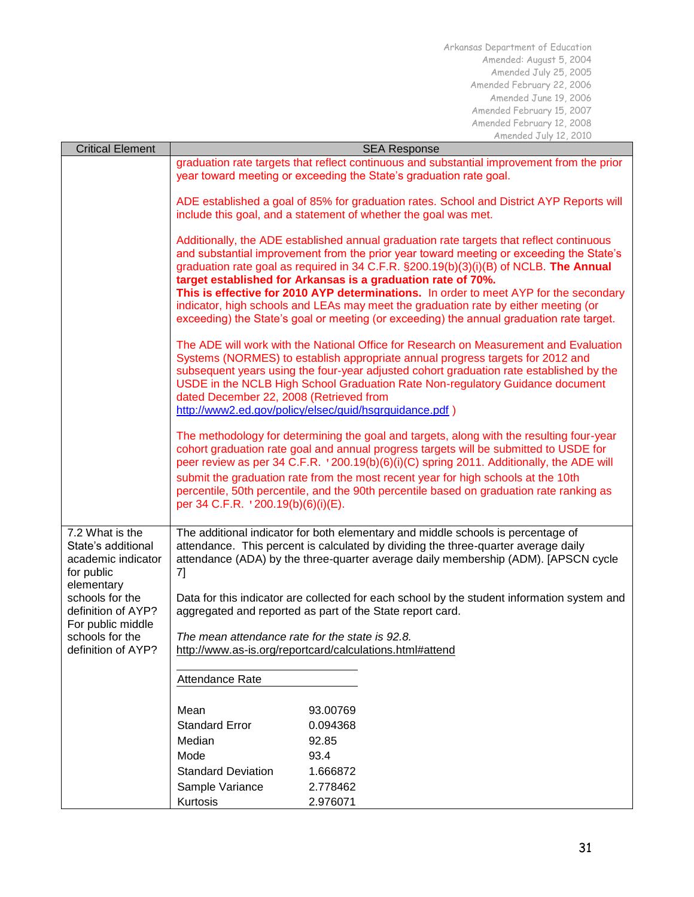| Critical Element | SEA Response |
|---|---|
| | graduation rate targets that reflect continuous and substantial improvement from the prior year toward meeting or exceeding the State's graduation rate goal.<br><br>ADE established a goal of 85% for graduation rates. School and District AYP Reports will include this goal, and a statement of whether the goal was met.<br><br>Additionally, the ADE established annual graduation rate targets that reflect continuous and substantial improvement from the prior year toward meeting or exceeding the State's graduation rate goal as required in 34 C.F.R. §200.19(b)(3)(i)(B) of NCLB. **The Annual target established for Arkansas is a graduation rate of 70%. This is effective for 2010 AYP determinations.** In order to meet AYP for the secondary indicator, high schools and LEAs may meet the graduation rate by either meeting (or exceeding) the State's goal or meeting (or exceeding) the annual graduation rate target.<br><br>The ADE will work with the National Office for Research on Measurement and Evaluation Systems (NORMES) to establish appropriate annual progress targets for 2012 and subsequent years using the four-year adjusted cohort graduation rate established by the USDE in the NCLB High School Graduation Rate Non-regulatory Guidance document dated December 22, 2008 (Retrieved from http://www2.ed.gov/policy/elsec/guid/hsgrguidance.pdf )<br><br>The methodology for determining the goal and targets, along with the resulting four-year cohort graduation rate goal and annual progress targets will be submitted to USDE for peer review as per 34 C.F.R. '200.19(b)(6)(i)(C) spring 2011. Additionally, the ADE will submit the graduation rate from the most recent year for high schools at the 10th percentile, 50th percentile, and the 90th percentile based on graduation rate ranking as per 34 C.F.R. '200.19(b)(6)(i)(E). |
| 7.2 What is the State's additional academic indicator for public elementary schools for the definition of AYP? For public middle schools for the definition of AYP? | The additional indicator for both elementary and middle schools is percentage of attendance. This percent is calculated by dividing the three-quarter average daily attendance (ADA) by the three-quarter average daily membership (ADM). [APSCN cycle 7]<br><br>Data for this indicator are collected for each school by the student information system and aggregated and reported as part of the State report card.<br><br>*The mean attendance rate for the state is 92.8.*<br>http://www.as-is.org/reportcard/calculations.html#attend<br><br>**Attendance Rate**<br><br>Mean: 93.00769<br>Standard Error: 0.094368<br>Median: 92.85<br>Mode: 93.4<br>Standard Deviation: 1.666872<br>Sample Variance: 2.778462<br>Kurtosis: 2.976071 |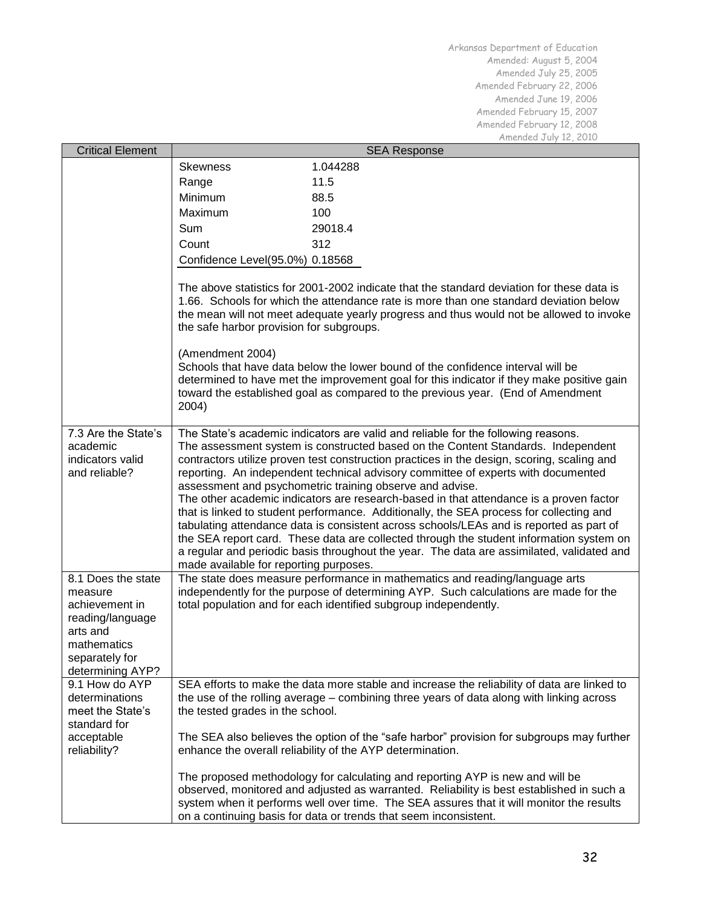| Critical Element | SEA Response |
|---|---|
| | Skewness 1.044288<br>Range 11.5<br>Minimum 88.5<br>Maximum 100<br>Sum 29018.4<br>Count 312<br>Confidence Level(95.0%) 0.18568<br><br>The above statistics for 2001-2002 indicate that the standard deviation for these data is 1.66. Schools for which the attendance rate is more than one standard deviation below the mean will not meet adequate yearly progress and thus would not be allowed to invoke the safe harbor provision for subgroups.<br><br>(Amendment 2004)<br>Schools that have data below the lower bound of the confidence interval will be determined to have met the improvement goal for this indicator if they make positive gain toward the established goal as compared to the previous year. (End of Amendment 2004) |
| 7.3 Are the State's academic indicators valid and reliable? | The State's academic indicators are valid and reliable for the following reasons.<br>The assessment system is constructed based on the Content Standards. Independent contractors utilize proven test construction practices in the design, scoring, scaling and reporting. An independent technical advisory committee of experts with documented assessment and psychometric training observe and advise.<br>The other academic indicators are research-based in that attendance is a proven factor that is linked to student performance. Additionally, the SEA process for collecting and tabulating attendance data is consistent across schools/LEAs and is reported as part of the SEA report card. These data are collected through the student information system on a regular and periodic basis throughout the year. The data are assimilated, validated and made available for reporting purposes. |
| 8.1 Does the state measure achievement in reading/language arts and mathematics separately for determining AYP? | The state does measure performance in mathematics and reading/language arts independently for the purpose of determining AYP. Such calculations are made for the total population and for each identified subgroup independently. |
| 9.1 How do AYP determinations meet the State's standard for acceptable reliability? | SEA efforts to make the data more stable and increase the reliability of data are linked to the use of the rolling average – combining three years of data along with linking across the tested grades in the school.<br><br>The SEA also believes the option of the "safe harbor" provision for subgroups may further enhance the overall reliability of the AYP determination.<br><br>The proposed methodology for calculating and reporting AYP is new and will be observed, monitored and adjusted as warranted. Reliability is best established in such a system when it performs well over time. The SEA assures that it will monitor the results on a continuing basis for data or trends that seem inconsistent. |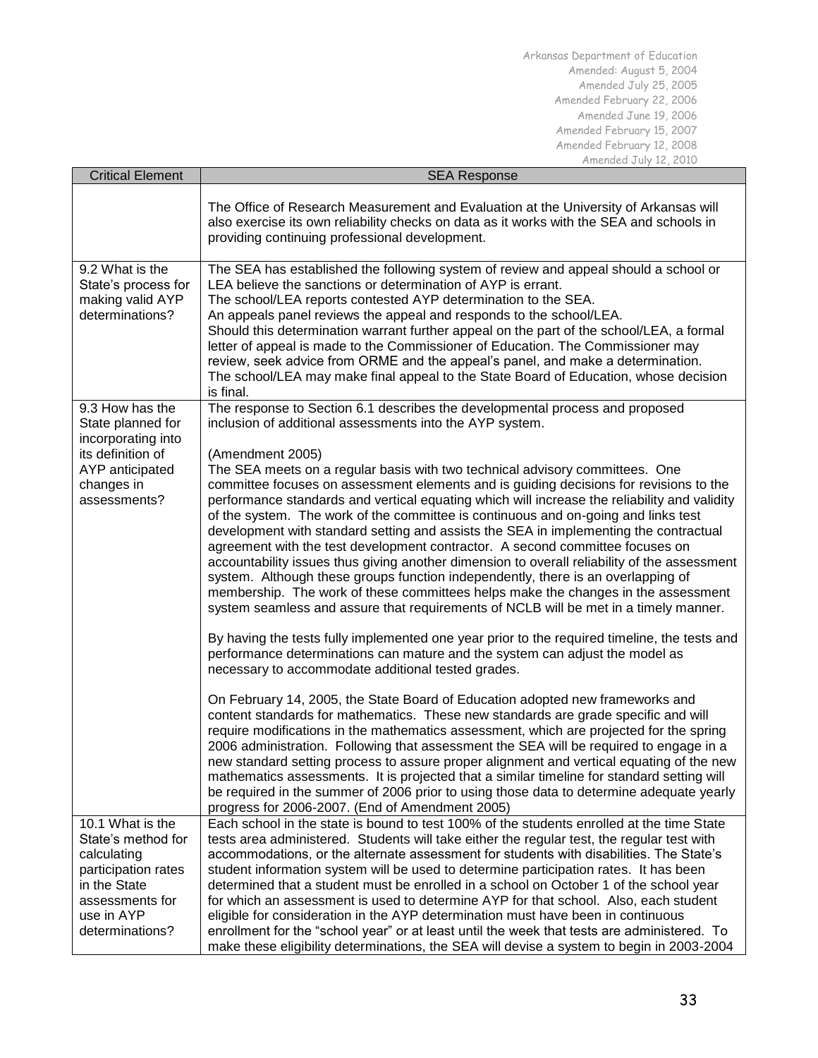| Critical Element | SEA Response |
|---|---|
| | The Office of Research Measurement and Evaluation at the University of Arkansas will also exercise its own reliability checks on data as it works with the SEA and schools in providing continuing professional development. |
| 9.2 What is the State's process for making valid AYP determinations? | The SEA has established the following system of review and appeal should a school or LEA believe the sanctions or determination of AYP is errant.<br>The school/LEA reports contested AYP determination to the SEA.<br>An appeals panel reviews the appeal and responds to the school/LEA.<br>Should this determination warrant further appeal on the part of the school/LEA, a formal letter of appeal is made to the Commissioner of Education. The Commissioner may review, seek advice from ORME and the appeal's panel, and make a determination.<br>The school/LEA may make final appeal to the State Board of Education, whose decision is final. |
| 9.3 How has the State planned for incorporating into its definition of AYP anticipated changes in assessments? | The response to Section 6.1 describes the developmental process and proposed inclusion of additional assessments into the AYP system.<br><br>(Amendment 2005)<br>The SEA meets on a regular basis with two technical advisory committees. One committee focuses on assessment elements and is guiding decisions for revisions to the performance standards and vertical equating which will increase the reliability and validity of the system. The work of the committee is continuous and on-going and links test development with standard setting and assists the SEA in implementing the contractual agreement with the test development contractor. A second committee focuses on accountability issues thus giving another dimension to overall reliability of the assessment system. Although these groups function independently, there is an overlapping of membership. The work of these committees helps make the changes in the assessment system seamless and assure that requirements of NCLB will be met in a timely manner.<br><br>By having the tests fully implemented one year prior to the required timeline, the tests and performance determinations can mature and the system can adjust the model as necessary to accommodate additional tested grades.<br><br>On February 14, 2005, the State Board of Education adopted new frameworks and content standards for mathematics. These new standards are grade specific and will require modifications in the mathematics assessment, which are projected for the spring 2006 administration. Following that assessment the SEA will be required to engage in a new standard setting process to assure proper alignment and vertical equating of the new mathematics assessments. It is projected that a similar timeline for standard setting will be required in the summer of 2006 prior to using those data to determine adequate yearly progress for 2006-2007. (End of Amendment 2005) |
| 10.1 What is the State's method for calculating participation rates in the State assessments for use in AYP determinations? | Each school in the state is bound to test 100% of the students enrolled at the time State tests area administered. Students will take either the regular test, the regular test with accommodations, or the alternate assessment for students with disabilities. The State's student information system will be used to determine participation rates. It has been determined that a student must be enrolled in a school on October 1 of the school year for which an assessment is used to determine AYP for that school. Also, each student eligible for consideration in the AYP determination must have been in continuous enrollment for the "school year" or at least until the week that tests are administered. To make these eligibility determinations, the SEA will devise a system to begin in 2003-2004 |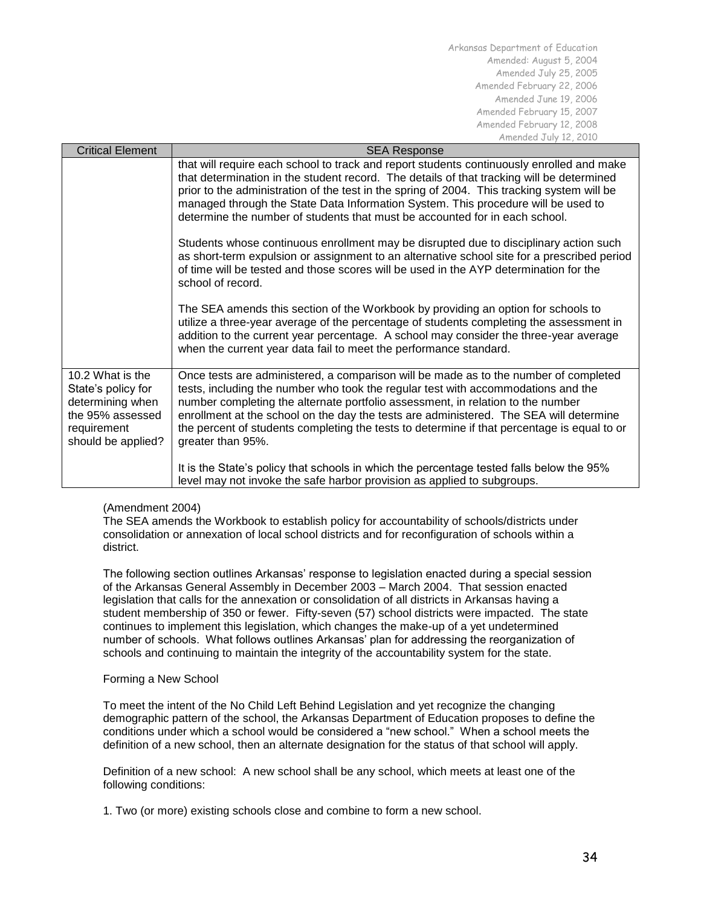| Critical Element | SEA Response |
|---|---|
| | that will require each school to track and report students continuously enrolled and make that determination in the student record. The details of that tracking will be determined prior to the administration of the test in the spring of 2004. This tracking system will be managed through the State Data Information System. This procedure will be used to determine the number of students that must be accounted for in each school.<br><br>Students whose continuous enrollment may be disrupted due to disciplinary action such as short-term expulsion or assignment to an alternative school site for a prescribed period of time will be tested and those scores will be used in the AYP determination for the school of record.<br><br>The SEA amends this section of the Workbook by providing an option for schools to utilize a three-year average of the percentage of students completing the assessment in addition to the current year percentage. A school may consider the three-year average when the current year data fail to meet the performance standard. |
| 10.2 What is the State's policy for determining when the 95% assessed requirement should be applied? | Once tests are administered, a comparison will be made as to the number of completed tests, including the number who took the regular test with accommodations and the number completing the alternate portfolio assessment, in relation to the number enrollment at the school on the day the tests are administered. The SEA will determine the percent of students completing the tests to determine if that percentage is equal to or greater than 95%.<br><br>It is the State's policy that schools in which the percentage tested falls below the 95% level may not invoke the safe harbor provision as applied to subgroups. |

(Amendment 2004)
The SEA amends the Workbook to establish policy for accountability of schools/districts under consolidation or annexation of local school districts and for reconfiguration of schools within a district.

The following section outlines Arkansas' response to legislation enacted during a special session of the Arkansas General Assembly in December 2003 – March 2004. That session enacted legislation that calls for the annexation or consolidation of all districts in Arkansas having a student membership of 350 or fewer. Fifty-seven (57) school districts were impacted. The state continues to implement this legislation, which changes the make-up of a yet undetermined number of schools. What follows outlines Arkansas' plan for addressing the reorganization of schools and continuing to maintain the integrity of the accountability system for the state.

Forming a New School

To meet the intent of the No Child Left Behind Legislation and yet recognize the changing demographic pattern of the school, the Arkansas Department of Education proposes to define the conditions under which a school would be considered a "new school." When a school meets the definition of a new school, then an alternate designation for the status of that school will apply.

Definition of a new school: A new school shall be any school, which meets at least one of the following conditions:

1. Two (or more) existing schools close and combine to form a new school.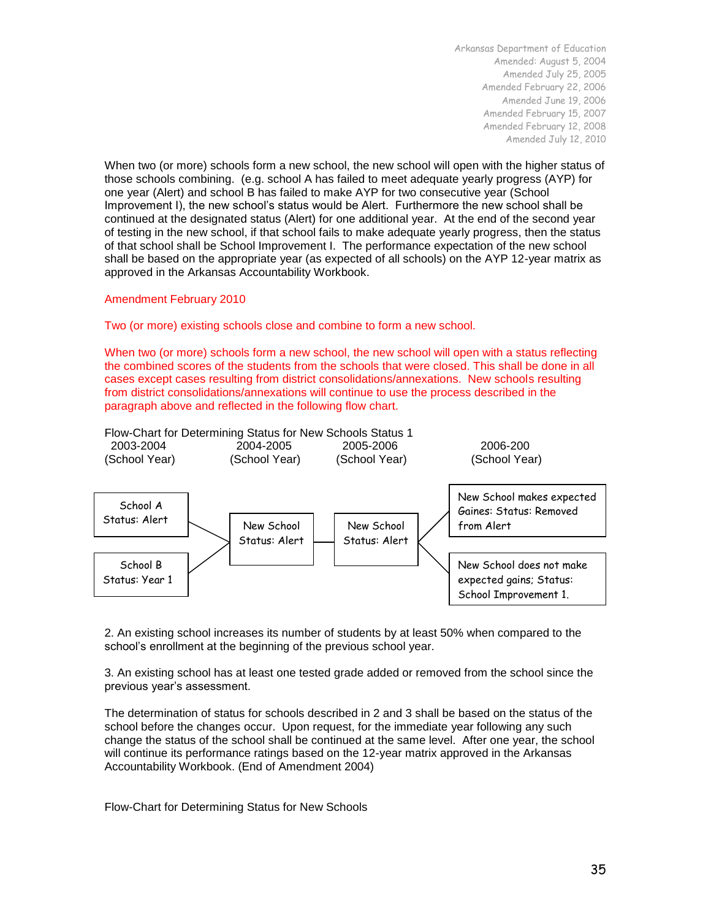Arkansas Department of Education
Amended: August 5, 2004
Amended July 25, 2005
Amended February 22, 2006
Amended June 19, 2006
Amended February 15, 2007
Amended February 12, 2008
Amended July 12, 2010

When two (or more) schools form a new school, the new school will open with the higher status of those schools combining. (e.g. school A has failed to meet adequate yearly progress (AYP) for one year (Alert) and school B has failed to make AYP for two consecutive year (School Improvement I), the new school's status would be Alert. Furthermore the new school shall be continued at the designated status (Alert) for one additional year. At the end of the second year of testing in the new school, if that school fails to make adequate yearly progress, then the status of that school shall be School Improvement I. The performance expectation of the new school shall be based on the appropriate year (as expected of all schools) on the AYP 12-year matrix as approved in the Arkansas Accountability Workbook.

Amendment February 2010

Two (or more) existing schools close and combine to form a new school.

When two (or more) schools form a new school, the new school will open with a status reflecting the combined scores of the students from the schools that were closed. This shall be done in all cases except cases resulting from district consolidations/annexations. New schools resulting from district consolidations/annexations will continue to use the process described in the paragraph above and reflected in the following flow chart.

Flow-Chart for Determining Status for New Schools Status 1

| 2003-2004 (School Year) | 2004-2005 (School Year) | 2005-2006 (School Year) | 2006-200 (School Year) |
|---|---|---|---|
| School A Status: Alert | New School Status: Alert | New School Status: Alert | New School makes expected Gaines: Status: Removed from Alert |
| School B Status: Year 1 | | | New School does not make expected gains; Status: School Improvement 1. |

2. An existing school increases its number of students by at least 50% when compared to the school's enrollment at the beginning of the previous school year.

3. An existing school has at least one tested grade added or removed from the school since the previous year's assessment.

The determination of status for schools described in 2 and 3 shall be based on the status of the school before the changes occur. Upon request, for the immediate year following any such change the status of the school shall be continued at the same level. After one year, the school will continue its performance ratings based on the 12-year matrix approved in the Arkansas Accountability Workbook. (End of Amendment 2004)

Flow-Chart for Determining Status for New Schools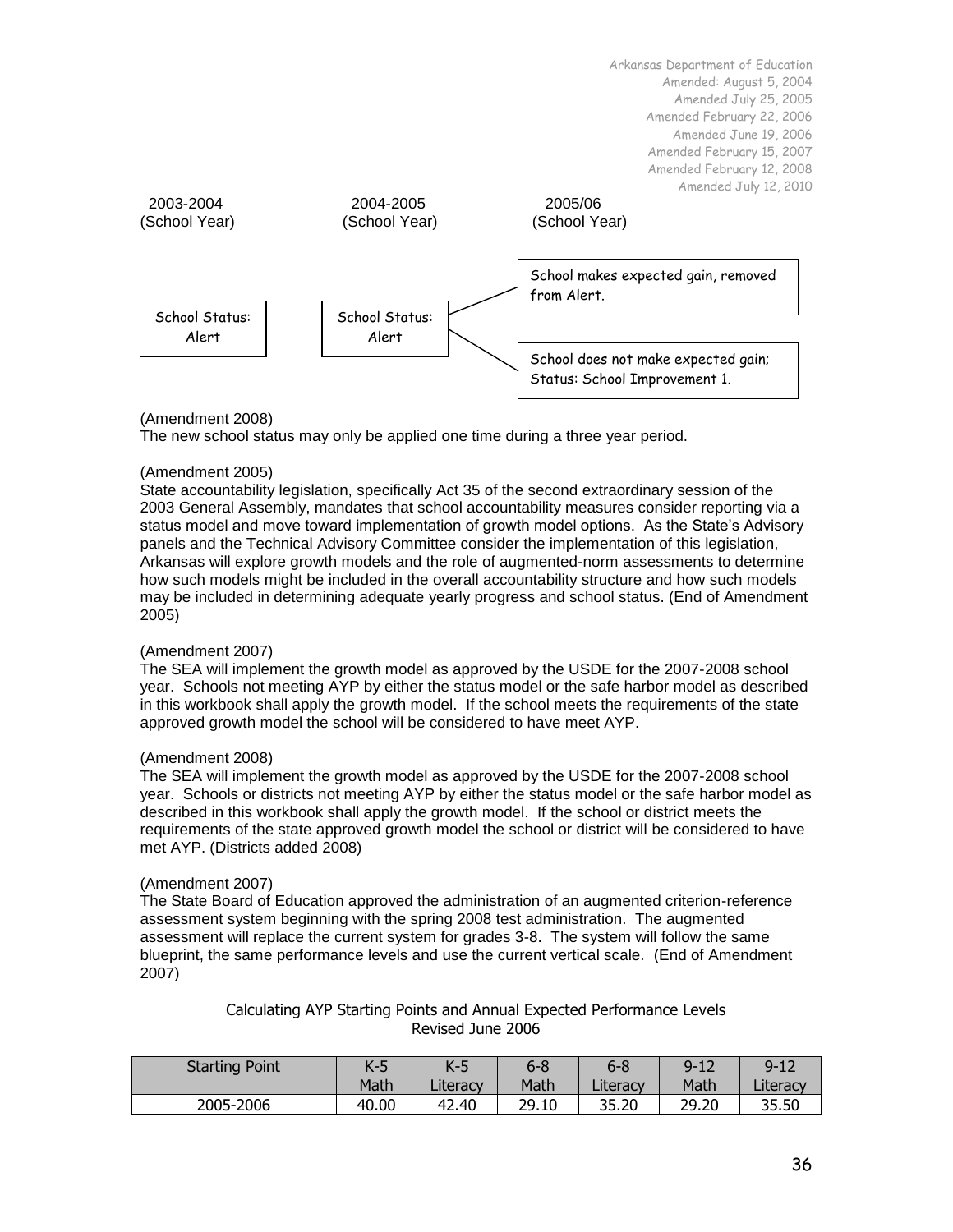Arkansas Department of Education
Amended: August 5, 2004
Amended July 25, 2005
Amended February 22, 2006
Amended June 19, 2006
Amended February 15, 2007
Amended February 12, 2008
Amended July 12, 2010

| 2003-2004 (School Year) | 2004-2005 (School Year) | 2005/06 (School Year) |
| --- | --- | --- |
| School Status: Alert | School Status: Alert | School makes expected gain, removed from Alert. |
| | | School does not make expected gain; Status: School Improvement 1. |

(Amendment 2008)
The new school status may only be applied one time during a three year period.

(Amendment 2005)
State accountability legislation, specifically Act 35 of the second extraordinary session of the 2003 General Assembly, mandates that school accountability measures consider reporting via a status model and move toward implementation of growth model options. As the State's Advisory panels and the Technical Advisory Committee consider the implementation of this legislation, Arkansas will explore growth models and the role of augmented-norm assessments to determine how such models might be included in the overall accountability structure and how such models may be included in determining adequate yearly progress and school status. (End of Amendment 2005)

(Amendment 2007)
The SEA will implement the growth model as approved by the USDE for the 2007-2008 school year. Schools not meeting AYP by either the status model or the safe harbor model as described in this workbook shall apply the growth model. If the school meets the requirements of the state approved growth model the school will be considered to have meet AYP.

(Amendment 2008)
The SEA will implement the growth model as approved by the USDE for the 2007-2008 school year. Schools or districts not meeting AYP by either the status model or the safe harbor model as described in this workbook shall apply the growth model. If the school or district meets the requirements of the state approved growth model the school or district will be considered to have met AYP. (Districts added 2008)

(Amendment 2007)
The State Board of Education approved the administration of an augmented criterion-reference assessment system beginning with the spring 2008 test administration. The augmented assessment will replace the current system for grades 3-8. The system will follow the same blueprint, the same performance levels and use the current vertical scale. (End of Amendment 2007)

Calculating AYP Starting Points and Annual Expected Performance Levels
Revised June 2006

| Starting Point | K-5 Math | K-5 Literacy | 6-8 Math | 6-8 Literacy | 9-12 Math | 9-12 Literacy |
| --- | --- | --- | --- | --- | --- | --- |
| 2005-2006 | 40.00 | 42.40 | 29.10 | 35.20 | 29.20 | 35.50 |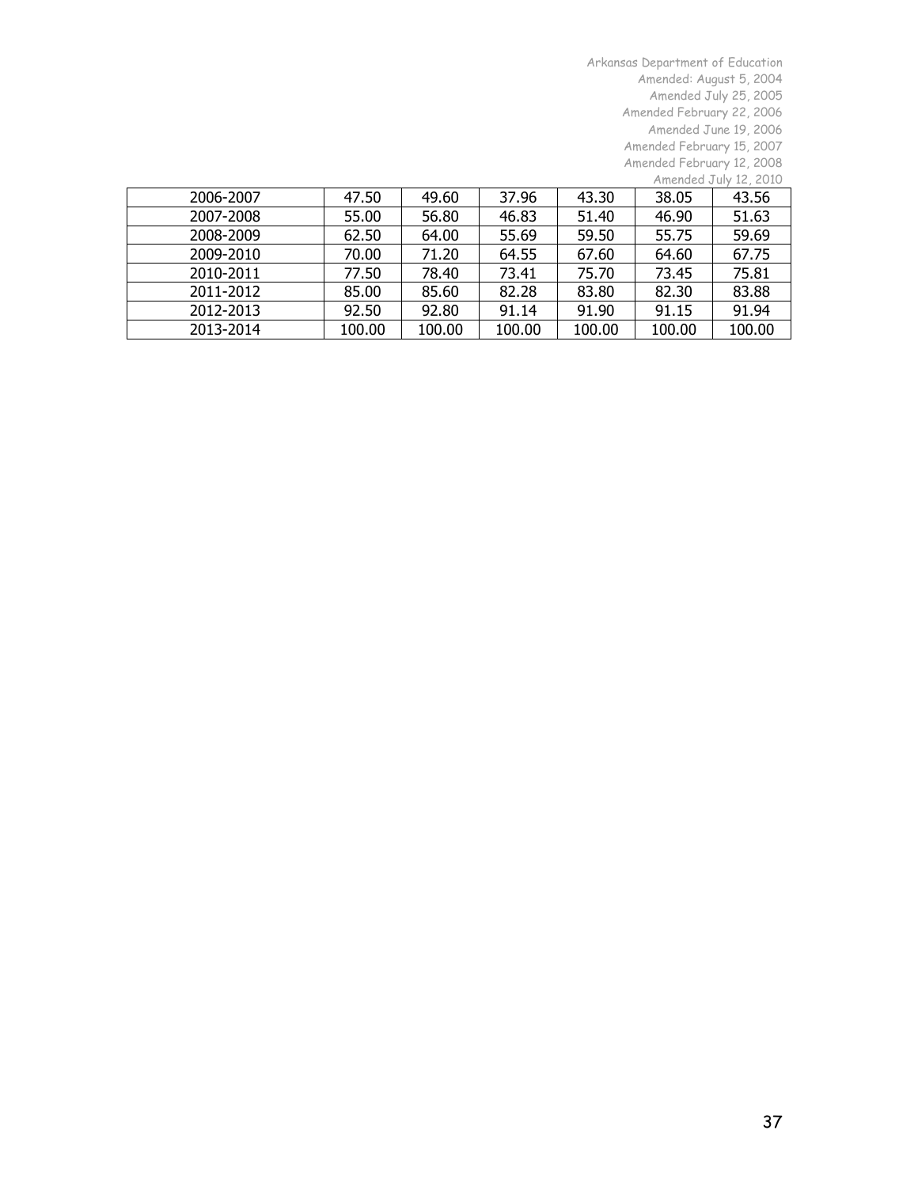| | | | | | | |
|---|---|---|---|---|---|---|
| 2006-2007 | 47.50 | 49.60 | 37.96 | 43.30 | 38.05 | 43.56 |
| 2007-2008 | 55.00 | 56.80 | 46.83 | 51.40 | 46.90 | 51.63 |
| 2008-2009 | 62.50 | 64.00 | 55.69 | 59.50 | 55.75 | 59.69 |
| 2009-2010 | 70.00 | 71.20 | 64.55 | 67.60 | 64.60 | 67.75 |
| 2010-2011 | 77.50 | 78.40 | 73.41 | 75.70 | 73.45 | 75.81 |
| 2011-2012 | 85.00 | 85.60 | 82.28 | 83.80 | 82.30 | 83.88 |
| 2012-2013 | 92.50 | 92.80 | 91.14 | 91.90 | 91.15 | 91.94 |
| 2013-2014 | 100.00 | 100.00 | 100.00 | 100.00 | 100.00 | 100.00 |